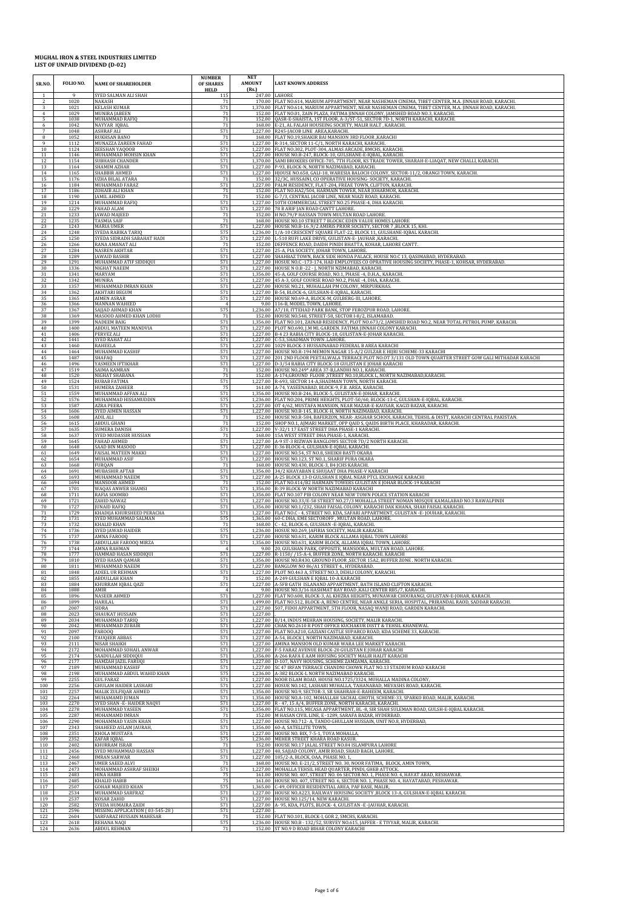# MUGHAL IRON & STEEL INDUSTRIES LIMITED
## LIST OF UNPAID DIVIDEND (D-02)

| SR.NO. | FOLIO NO. | NAME OF SHAREHOLDER | NUMBER OF SHARES HELD | NET AMOUNT (Rs.) | LAST KNOWN ADDRESS |
|---|---|---|---|---|---|
| 1 | 9 | SYED SALMAN ALI SHAH | 115 | 247.00 | LAHORE |
| 2 | 1020 | NAKASH | 71 | 170.00 | FLAT NO.614, MARIUM APPARTMENT, NEAR NASHEMAN CINEMA, TIBET CENTER, M.A. JINNAH ROAD, KARACHI. |
| 3 | 1021 | KELASH KUMAR | 571 | 1,370.00 | FLAT NO.614, MARIUM APPARTMENT, NEAR NASHEMAN CINEMA, TIBET CENTER, M.A. JINNAH ROAD, KARACHI. |
| 4 | 1029 | MUNIRA JABEEN | 71 | 152.00 | FLAT NO.01, ZAIN PLAZA, FATIMA JINNAH COLONY, JAMSHED ROAD NO.3, KARACHI. |
| 5 | 1038 | MUHAMMAD RAFIQ | 71 | 152.00 | QASR-E-SHAISTA, 1ST FLOOR, A-3/ST-51, SECTOR 7D-1, NORTH KARACHI, KARACHI. |
| 6 | 1042 | NAYYAR IQBAL | 71 | 168.00 | E-21, AL FALAH HOUSEING SOCIETY, MALIR HALT , KARACHI. |
| 7 | 1048 | ASHRAF ALI | 571 | 1,227.00 | R245-JACOB LINE AREA,KARACHI. |
| 8 | 1052 | RUKHSAN BANO | 71 | 168.00 | FLAT NO.19,SHAKIR BAI MANSION 3RD FLOOR ,KARACHI |
| 9 | 1112 | MUNAZZA ZAREEN FAHAD | 571 | 1,227.00 | R-314, SECTOR 11-C/1, NORTH KARACHI, KARACHI. |
| 10 | 1124 | ZEESHAN YAQOOB | 571 | 1,227.00 | FLAT NO.302, PLOT-304, ALMAS ARCADE, BMCHS, KARACHI. |
| 11 | 1146 | MUHAMMAD MOHSIN KHAN | 571 | 1,227.00 | HOUSE NO.B-247, BLOCK-10, GULSHANE-E-IQBAL, KARACHI. |
| 12 | 1154 | SUBHASH CHANDER | 571 | 1,370.00 | SAMI BROKERS OFFICE-705, 7TH FLOOR, KS TRADE TOWER, SHARAH-E-LIAQAT, NEW CHALLI, KARACHI. |
| 13 | 1164 | SHAMIM AZHAR | 571 | 1,227.00 | P-93, BLOCK-N, NORTH NAZIMABAD, KARACHI. |
| 14 | 1165 | SHABBIR AHMED | 571 | 1,227.00 | HJOUSE NO.658, GALI-18, WARESIA BALOCH COLONY, SECTOR-11/2, ORANGI TOWN, KARACHI. |
| 15 | 1176 | UZHA BILAL ATARA | 71 | 152.00 | 32/3C, HUSSAINI, CO OPERATIVE HOUSING- SOCIETY, KARACHI. |
| 16 | 1184 | MUHAMMAD FARAZ | 571 | 1,227.00 | PALM RESIDENCY, FLAT-204, FREAE TOWN, CLIFTON, KARACHI. |
| 17 | 1186 | ZOHAIB ALI KHAN | 71 | 152.00 | FLAT NO.HA2/504, HARMAIN TOWER, NEAR JOHARMOR, KARACHI. |
| 18 | 1190 | JAMIL AHMED | 71 | 152.00 | G-7/3, CENTRAL JACOB LINE, NEAR NIAZI ROAD, KARACHI. |
| 19 | 1214 | MUHAMMAD RAFIQ | 571 | 1,227.00 | 10TH COMMERCIAL STREET NO.25 PHASE-4, DHA KARACHI. |
| 20 | 1229 | FAHAD ALAM | 571 | 1,227.00 | 78 B ARIF JAN ROAD CANTT LAHORE. |
| 21 | 1233 | JAWAD MAJEED | 71 | 152.00 | H NO.79/P HASSAN TOWN MULTAN ROAD LAHORE. |
| 22 | 1235 | TASMIA SAIF | 71 | 168.00 | HOUSE NO.10 STREET 7 BLOCKC EDEN VALUE HOMES LAHORE |
| 23 | 1243 | MARIA UMER | 571 | 1,227.00 | HOUSE NO.B-16 ,9/2 AMIRIS PRIOR SOCIETY, SECTOR 7 ,BLOCK 15, KHI. |
| 24 | 1248 | SYEDA RABIKA TARIQ | 575 | 1,236.00 | 1/A-10 CRESCENT SQUARE FLAT-22, BLOCK 11, GULSHANE-IQBAL KARACHI. |
| 25 | 1250 | SYEDA SIDRADH SABAHAT HADI | 571 | 1,227.00 | L-510 RUFI LAKE DRIVE, GULISTAN-E- JAUHAR ,KARACHI. |
| 26 | 1266 | RANA AMANAT ALI | 71 | 152.00 | DEFFENCE ROAD, DAIDH PINIDI BHATTA, KOHAR, LAHORE CANTT. |
| 27 | 1284 | NASREN AKHTAR | 571 | 1,227.00 | 25-A, PIA SOCIETY, JOHAR TOWN, LAHORE. |
| 28 | 1289 | JAWAID BASHIR | 571 | 1,227.00 | SHAHBAZ TOWN, BACK SIDE HONDA PALACE, HOUSE NO.C 13, QASIMABAD, HYDERABAD. |
| 29 | 1291 | MUHAMMAD ATIF SIDDIQUI | 571 | 1,227.00 | HOSUE NO.C -173-174, HAD EMPLOYEES CO OPRATIVE HOUSING SOCIETY, PHASE-1, KOHSAR, HYDERABAD. |
| 30 | 1336 | NIGHAT NAEEM | 571 | 1,227.00 | HOUSE N O.B -22 - J, NORTH NZIMABAD, KARACHI. |
| 31 | 1341 | MARYAM | 571 | 1,356.00 | 45-A, GOLF COURSE ROAD, NO.1, PHASE -4, D.H.A., KARACHI. |
| 32 | 1342 | MUNIRA | 571 | 1,227.00 | 45-A-3, GOLF COURSE ROAD NO.2, PHAE -4, DHA, KARACHI. |
| 33 | 1357 | MUHAMMAD IMRAN KHAN | 571 | 1,227.00 | HOUSE NO.21, MUHALLAH PM COLONY, MIRPURKHAS. |
| 34 | 1362 | AKHTARI BEGUM | 571 | 1,227.00 | B-54, BLOCK-6, GULSHAN-E-IQBAL, KARACHI. |
| 35 | 1365 | AIMEN ASRAR | 571 | 1,227.00 | HOUSE NO.69-A, BLOCK-M, GULBERG-III, LAHORE. |
| 36 | 1366 | MANNAN WAHEED | 4 | 9.00 | 116-B, MODEL TOWN, LAHORE. |
| 37 | 1367 | SAJJAD AHMAD KHAN | 575 | 1,236.00 | A7/18, ITTEHAD PARK BANK, STOP FEROZPUR ROAD, LAHORE. |
| 38 | 1369 | MASOOD AHMED KHAN LODHI | 71 | 152.00 | HOUSE NO.548, STREET-58, SECTOR I-8/2, ISLAMABAD. |
| 39 | 1399 | NADEEM BAIG | 571 | 1,356.00 | FLAT NO.101, ZAINAB RESIDENCY, PLOT NO.673/2, JAMSHED ROAD NO.2, NEAR TOTAL PETROL PUMP, KARACHI. |
| 40 | 1400 | ABDUL MATEEN MANDVIA | 571 | 1,227.00 | PLOT NO.690, J.M ML GARDEN. FATIMA JINNAH COLONY KARACHI. |
| 41 | 1406 | PERVEZ ALI | 571 | 1,227.00 | B-4 23 RABIA CITY BLOCK-18, GULISTAN-E-JOHAR KARACHI. |
| 42 | 1441 | SYED RAHAT ALI | 571 | 1,227.00 | C-53, SHADMAN TOWN .LAHORE. |
| 43 | 1460 | RAHEELA | 571 | 1,227.00 | 1029 BLOCK-3 HUSSAINABAD FEDERAL B AREA KARACHI |
| 44 | 1464 | MUHAMMAD KASHIF | 571 | 1,227.00 | HOUSE NO.R-194 MEMON NAGAR 15-A/2 GULZAR E HIJRI SCHEME-33 KARACHI |
| 45 | 1487 | SHAFAQ | 571 | 1,227.00 | 201 2ND FLOOR PEETALWALA TERRACE PLOT NO.OT 3/131 OLD TOWN QUARTER STREET GOW GALI MITHADAR KARACHI |
| 46 | 1496 | YASMEEN IFTIKHAR | 571 | 1,227.00 | D-3/54 RABIA CITY BLOCK-18 GULISTAN E JOHAR KARACHI |
| 47 | 1519 | SAIMA KAMRAN | 71 | 152.00 | HOUSE NO.249* AREA 37-B,LANDHI NO.1, KARACHI. |
| 48 | 1520 | NIGHAT SHABANA | 71 | 152.00 | A-174,GROUND FLOOR ,STREET NO.10,BLOCK L, NORTH NAZIMABAD,KARACHI. |
| 49 | 1524 | RUBAB FATIMA | 571 | 1,227.00 | R-693, SECTOR 14-A,SHADMAN TOWN, NORTH KARACHI. |
| 50 | 1531 | HUMERA ZAHEER | 75 | 161.00 | A-74, YASEENABAD, BLOCK-9, F.B. AREA, KARACHI. |
| 51 | 1559 | MUHAMMAD AFFAN ALI | 571 | 1,356.00 | HOUSE NO.B-246, BLOCK-5, GULISTAN-E-JOHAR, KARACHI. |
| 52 | 1576 | MUHAMMAD HISSAMUDDIN | 575 | 1,236.00 | FLAT NO.204, PRIME HEIGHTS, PLOT-50/60, BLOCK-13-C, GULSHAN-E-IQBAL, KARACHI. |
| 53 | 1587 | AZRA PEERA | 571 | 1,227.00 | OT 4/62, MUSTAFA MANSION, NEAR MAZAR-E-KAUSAR, KAGZI BAZAR, KARACHI. |
| 54 | 1606 | SYED AIMEN HASSAN | 571 | 1,227.00 | HOUSE NO.B-145, BLOCK-H, NORTH NAZIMABAD, KARACHI. |
| 55 | 1608 | ADIL ALI | 71 | 152.00 | HOUSE NO.R-584, BAFERZON, NEAR- ASGHAR SCHOOL KARACHI, TEHSIL & DISTT, KARACHI CENTRAL PAKISTAN. |
| 56 | 1615 | ABDUL GHANI | 71 | 152.00 | SHOP NO.1, AJMARI MARKET, OPP QAID S, QAIDS BIRTH PLACE, KHARADAR, KARACHI. |
| 57 | 1635 | SUMERA DANISH | 571 | 1,227.00 | V-32/1 17 EAST STREET DHA PHASE-1 KARACHI. |
| 58 | 1637 | SYED MUDASSIR HUSSIAN | 71 | 168.00 | 15A WEST STREET DHA PHASE-1, KARACHI. |
| 59 | 1645 | FAHAD AHMED | 571 | 1,227.00 | A-9 ST-3 RIZWAN BANGLOWS SECTOR 7D/2 NORTH KARACHI. |
| 60 | 1648 | SAAD BIN MASOOD | 571 | 1,227.00 | E-36 BLOCK-4, GULSHAN-E-IQBAL KARACHI. |
| 61 | 1649 | FAISAL MATEEN MAKKI | 571 | 1,227.00 | HOUSE NO.54, ST NO.8, SHEIKH BASTI OKARA |
| 62 | 1654 | MUHAMMAD ASIF | 571 | 1,227.00 | HOUSE NO.123, ST NO.1, SHARIF PURA OKARA |
| 63 | 1668 | FURQAN | 71 | 168.00 | HOUSE NO.430, BLOCK-3, B4 JCHS KARACHI. |
| 64 | 1691 | MUBASHIR AFTAB | 571 | 1,356.00 | 34/2 KHAYABAN E SHUJAAT DHA PHASE-V KARACHI |
| 65 | 1693 | MUHAMMAD NAEEM | 571 | 1,227.00 | A-25 BLOCK 13-D GULSHAN E IQBAL NEAR PTCL EXCHANGE KARACHI |
| 66 | 1694 | MANSOOR AHMED | 71 | 152.00 | FLAT NO.414/B2 HARMAIN TOWERS GULISTAN E JOHAR BLOCK-19 KARACHI |
| 67 | 1701 | WAQAS ANWER SHAMSI | 571 | 1,356.00 | R-39 BLOCK-W NORTH NAZIMABAD KARACHI |
| 68 | 1711 | RAFIA SOOMRO | 571 | 1,356.00 | FLAT NO.107 PIB COLONY NEAR NEW TOWN POLICE STATION KARACHI |
| 69 | 1721 | ZAHID NAWAZ | 571 | 1,227.00 | HOUSE NO.33/E-58 STREET NO.27/3 MOHALLA STREET NOMAN MOSQUE KAMALABAD NO.3 RAWALPINDI |
| 70 | 1727 | JUNAID RAFIQ | 571 | 1,356.00 | HOUSE NO.1/232, SHAH FAISAL COLONY, KARACHI DAK KHANA, SHAH FAISAL KARACHI. |
| 71 | 1729 | KHADIJA KHURSHEED PERACHA | 571 | 1,227.00 | FLAT NO.C - 4, STREET NO. KDA, SAFARI APPARTMENT, GULISTAN -E- JOUHAR, KARACHI. |
| 72 | 1731 | SYED MUHAMMAD SALMAN | 575 | 1,365.00 | 60-C DHA, EME SECTOROFF , MULTAN ROAD, LAHORE. |
| 73 | 1732 | KHALID KHAN | 71 | 168.00 | C - 42, BLOCK-6, GULSHAN -E- IQBAL, KARACHI. |
| 74 | 1736 | SYED JAWAD HAIDER | 575 | 1,236.00 | HOSUE NO.269, JAFIRIA SOCIETY, MALIR KARACHI. |
| 75 | 1737 | AMNA FAROOQ | 571 | 1,227.00 | HOUSE NO.631, KARIM BLOCK ALLAMA IQBAL TOWN LAHORE |
| 76 | 1738 | ABDULLAH FAROOQ MIRZA | 571 | 1,356.00 | HOUSE NO.631, KARIM BLOCK, ALLAMA IQBAL TOWN, LAHORE. |
| 77 | 1744 | AMNA RAHMAN | 4 | 9.00 | 20, GULSHAN PARK, OPPOSITE, MANSOORA, MULTAN ROAD, LAHORE. |
| 78 | 1777 | HAMMAD HASAN SIDDIQUI | 571 | 1,227.00 | R-1150/ /15-A-4, BUFFER ZONE, NORTH KARACHI. KARACHI |
| 79 | 1810 | SYED HASAN QAMAR | 571 | 1,356.00 | HOUSE NO.R430, GROUND FLOOR ,SECTOR 15A2, BUFFER ZONE . NORTH KARACHI. |
| 80 | 1811 | MUHAMMAD NAEEM | 571 | 1,227.00 | BANGLOW NO 86/A1 STREET 4., HYDERABAD. |
| 81 | 1848 | ADEEL UR REHMAN | 571 | 1,227.00 | PLOT NO.463 A, STREET NO.3, DEHLI COLONY, KARACHI. |
| 82 | 1855 | ABDULLAH KHAN | 71 | 152.00 | A-249 GULSHAN E IQBAL 10-A KARACHI |
| 83 | 1884 | KHURRAM IQBAL QAZI | 571 | 1,227.00 | A-5FB GATH ISLANAND APPARTMENT, BATH ISLAND CLIFTON KARACHI. |
| 84 | 1888 | AMIR | 4 | 9.00 | HOUSE NO.3/16 HASHMAT RAY ROAD ,KALI CENTER RB5/7, KARACHI. |
| 85 | 1896 | NASEER AHMED | 571 | 1,227.00 | FLAT NO.608, BLOCK-3, AL KHIZRA HEIGHTS, MUNAWAR CHOURANGI, GULISTAN-E-JOHAR, KARACHI. |
| 86 | 1899 | HARILAL | 571 | 1,499.00 | FLAT NO.512, BLOCK-A, RENO CENTRE, NEAR ANKLE SERIA, HOSPITAL, PRIRANDAL RAOD, SADDAR KARACHI. |
| 87 | 2007 | SIDRA | 571 | 1,227.00 | 507, FIDOI APPARTMENT, 5TH FLOOR, NASAQ WANJI ROAD, GARDEN KARACHI. |
| 88 | 2023 | SHAUKAT HUSSAIN | 571 | 1,227.00 | . |
| 89 | 2034 | MUHAMMAD TARIQ | 571 | 1,227.00 | B/14, INDUS MEHRAN HOUSING, SOCIETY, MALIR KARACHI. |
| 90 | 2042 | MUHAMMAD ZUBAIR | 571 | 1,227.00 | CHAK NO.2610 R POST OFFICE KUCHAKUR DISTT & TEHSIL KHANEWAL |
| 91 | 2097 | FAROOQ | 571 | 1,227.00 | FLAT NO.A210, GAZIANI CASTLE SUPARCO ROAD, KDA SCHEME 33, KARACHI. |
| 92 | 2100 | TAUQEER ABBAS | 571 | 1,227.00 | A-54, BLOCK J, NORTH NAZIMABAD, KARACHI. |
| 93 | 2111 | NISAR SHAIKH | 571 | 1,227.00 | AMINA MANSION OLD KUMAR WARA LEE MARKET KARACHI. |
| 94 | 2172 | MOHAMMAD SOHAIL ANWAR | 571 | 1,227.00 | F-5 FARAZ AVENUE BLOCK-20 GULISTAN E JOHAR KARACHI |
| 95 | 2174 | SAADULLAH SIDDIQUI | 571 | 1,356.00 | A-266 RAFA E AAM HOUSING SOCIETY MALIR HALIT KARACHI |
| 96 | 2177 | HAMZAH JAZIL FARUQI | 571 | 1,227.00 | D-107, NAVY HOUSING, SCHEME ZAMZAMA, KARACHI. |
| 97 | 2189 | MUHAMMAD KASHIF | 571 | 1,227.00 | SC 47 IRFAN TERRACE CHANDNI CHOWK FLAT NO.13 STADIUM ROAD KARACHI |
| 98 | 2198 | MUHAMMAD ABDUL WAHID KHAN | 575 | 1,236.00 | A-382 BLOCK-L NORTH NAZIMABAD KARACHI. |
| 99 | 2255 | GUL FARAZ | 571 | 1,227.00 | NOOR ISLAM ROAD, HOUSE NO.1725/3324, MUHALLA MADINA COLONY, |
| 100 | 2256 | GHULAM HAIDER LASHARI | 571 | 1,227.00 | HOSUE NO.142, LASHARI MUHALLA, TAHANABAD, MEVASHS ROAD, KARACHI. |
| 101 | 2257 | MALIK ZULFIQAR AHMED | 571 | 1,356.00 | HOUSE NO.9, SECTOR-3, SR SHAHRAH-E-RAHEEM, KARACHI. |
| 102 | 2264 | MUHAMAMD JUMAN | 571 | 1,356.00 | HOUSE NO.A-102, MOHALLAH SACHAL GHOTH, SCHEME-33, SPARKO ROAD, MALIR, KARACHI. |
| 103 | 2270 | SYED SHAN -E- HAIDER NAQVI | 571 | 1,227.00 | R - 47, 15 A/4, BUFFER ZONE, NORTH KARACHI, KARACHI. |
| 104 | 2278 | MUHAMMAD YASEEN | 571 | 1,356.00 | FLAT NO.115, MICASA APPARTMENT, BL-8, SIR SHAH SULEMAN ROAD, GULSH-E-IQBAL KARACHI. |
| 105 | 2287 | MOHAMMAD IMRAN | 71 | 152.00 | M HASAN CIVIL LINE, E -1289, SARAFA BAZAR, HYDERBAD. |
| 106 | 2290 | MOHAMMAD YASIN KHAN | 571 | 1,227.00 | HOUSE NO.712- A, TANDO GHULLAM HUSSAIN, UNIT NO.8, HYDERBAD, |
| 107 | 2343 | SHAHEED ASLAM JAURAH, | 571 | 1,356.00 | 60-A, SATELLITE TOWN, |
| 108 | 2351 | KHOLA MUSTAFA | 571 | 1,227.00 | HOUSE NO. BIX, 7-5-1, TOYA MOHALLA, |
| 109 | 2352 | ZAFAR IQBAL | 575 | 1,236.00 | MEHER STREET KHARA ROAD KASUR. |
| 110 | 2402 | KHURRAM ISRAR | 71 | 152.00 | HOUSE NO.17 JALAL STREET NO.84 ISLAMPURA LAHORE |
| 111 | 2456 | SYED MUHAMMAD HASSAN | 571 | 1,227.00 | 48, SAJJAD COLONY, AMIR ROAD, SHAID BAGH, LAHORE. |
| 112 | 2460 | IMRAN SARWAR | 571 | 1,227.00 | 185/2-A, BLOCK, OAA, PHASE NO. 1, |
| 113 | 2467 | UMER SAEED ALVI | 71 | 168.00 | HOUSE NO. E-21/2, STREET NO. 30, NOOR FATIMA, BLOCK, AMIN TOWN, |
| 114 | 2473 | MOHAMMAD ASHRAF SHEIKH | 571 | 1,227.00 | MOHALLA TEHSIL HEAD QUARTER, PINDI, GHEB ATTOCK. |
| 115 | 2483 | HINA HABIB | 75 | 161.00 | HOUSE NO. 407, STREET NO. 06 SECTOR NO. 1, PHASE NO. 4, HAYAT ABAD, RESHAWAR. |
| 116 | 2485 | KHALID HABIB | 75 | 161.00 | HOUSE NO. 407, STREET NO. 6, SECTOR NO. 1, PHASE NO. 4, HAYATABAD, PESHAWAR. |
| 117 | 2507 | GOHAR MAJEED KHAN | 575 | 1,365.00 | C-49, OFFICER RESIDENTIAL AREA, PAF BASE, MALIR, |
| 118 | 2534 | MUHAMMAD SARFRAZ | 571 | 1,227.00 | HOUSE NO.A223, RAILWAY HOUSING SOCIETY ,BLOCK 13-A, GULSHAN-E-IQBAL KARACHI. |
| 119 | 2537 | KOSAR ZAHID | 571 | 1,227.00 | HOUSE NO.125/14, NEW KARACHI. |
| 120 | 2582 | SYEDA HUMAIRA ZAIDI | 571 | 1,227.00 | A- 95, KDA, PLOTS, BLOCK- 4, GULISTAN -E -JAUHAR, KARACHI. |
| 121 | 2596 | MISSING APPLICATION ( 03-545-28 ) | 571 | 1,227.00 | . |
| 122 | 2604 | SARFARAZ HUSSAIN MAHESAR | 71 | 152.00 | FLAT NO.101, BLOCK-1, GOR 2, SMCHS, KARACHI. |
| 123 | 2618 | REHANA NAQI | 575 | 1,236.00 | HOUSE NO.B - 132/52, SURVEY NO.615, JAFFER - E TIYYAR, MALIR, KARACHI. |
| 124 | 2636 | ABDUL REHMAN | 71 | 152.00 | ST NO.9 D ROAD BIHAR COLONY KARACHI |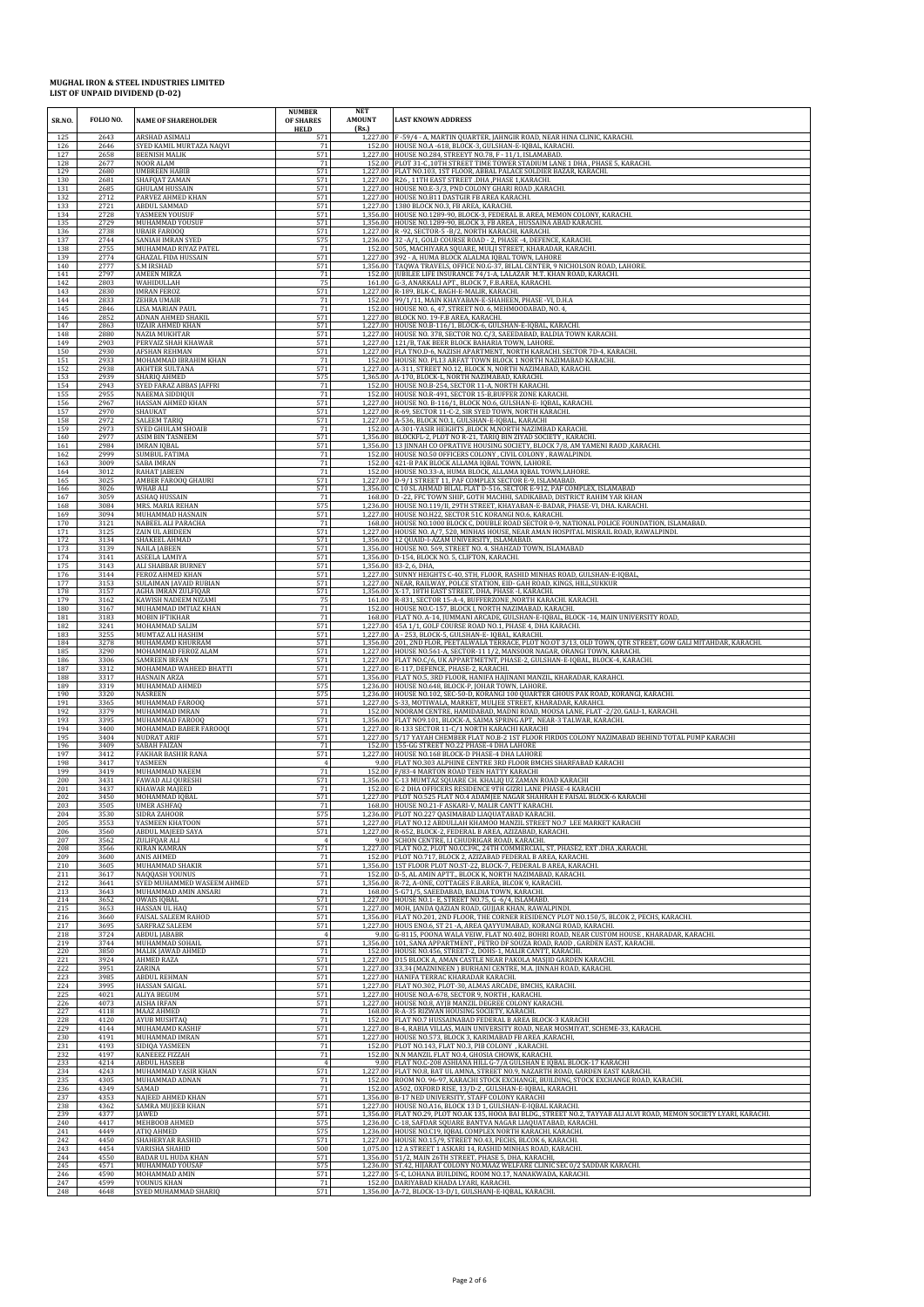# MUGHAL IRON & STEEL INDUSTRIES LIMITED
## LIST OF UNPAID DIVIDEND (D-02)

| SR.NO. | FOLIO NO. | NAME OF SHAREHOLDER | NUMBER OF SHARES HELD | NET AMOUNT (Rs.) | LAST KNOWN ADDRESS |
|---|---|---|---|---|---|
| 125 | 2643 | ARSHAD ASIMALI | 571 | 1,227.00 | F -59/4 - A, MARTIN QUARTER, JAHNGIR ROAD, NEAR HINA CLINIC, KARACHI. |
| 126 | 2646 | SYED KAMIL MURTAZA NAQVI | 71 | 152.00 | HOUSE NO.A -618, BLOCK-3, GULSHAN-E-IQBAL, KARACHI. |
| 127 | 2658 | BEENISH MALIK | 571 | 1,227.00 | HOUSE NO.284, STREEYT NO.78, F - 11/1, ISLAMABAD. |
| 128 | 2677 | NOOR ALAM | 71 | 152.00 | PLOT 31-C ,10TH STREET TIME TOWER STADIUM LANE 1 DHA , PHASE 5, KARACHI. |
| 129 | 2680 | UMBREEN HABIB | 571 | 1,227.00 | FLAT NO.103, 1ST FLOOR, ABBAL PALACE SOLDIER BAZAR, KARACHI. |
| 130 | 2681 | SHAFQAT ZAMAN | 571 | 1,227.00 | R26 , 11TH EAST STREET ,DHA ,PHASE 1,KARACHI. |
| 131 | 2685 | GHULAM HUSSAIN | 571 | 1,227.00 | HOUSE NO.E-3/3, PND COLONY GHARI ROAD ,KARACHI. |
| 132 | 2712 | PARVEZ AHMED KHAN | 571 | 1,227.00 | HOUSE NO.B11 DASTGIR FB AREA KARACHI. |
| 133 | 2721 | ABDUL SAMMAD | 571 | 1,227.00 | 1380 BLOCK NO.3, FB AREA, KARACHI. |
| 134 | 2728 | YASMEEN YOUSUF | 571 | 1,356.00 | HOUSE NO.1289-90, BLOCK-3, FEDERAL B. AREA, MEMON COLONY, KARACHI. |
| 135 | 2729 | MUHAMMAD YOUSUF | 571 | 1,356.00 | HOUSE NO.1289-90, BLOCK 3, FB AREA , HUSSAINA ABAD KARACHI. |
| 136 | 2738 | UBAIR FAROOQ | 571 | 1,227.00 | R -92, SECTOR-5 -B/2, NORTH KARACHI, KARACHI. |
| 137 | 2744 | SANIAH IMRAN SYED | 575 | 1,236.00 | 32 -A/1, GOLD COURSE ROAD - 2, PHASE -4, DEFENCE, KARACHI. |
| 138 | 2755 | MUHAMMAD RIYAZ PATEL | 71 | 152.00 | 505, MACHIYARA SQUARE, MULJI STREET, KHARADAR, KARACHI. |
| 139 | 2774 | GHAZAL FIDA HUSSAIN | 571 | 1,227.00 | 392 - A, HUMA BLOCK ALALMA IQBAL TOWN, LAHORE |
| 140 | 2777 | S.M IRSHAD | 571 | 1,356.00 | TAQWA TRAVELS, OFFICE NO.G-37, BILAL CENTER, 9 NICHOLSON ROAD, LAHORE. |
| 141 | 2797 | AMEEN MIRZA | 71 | 152.00 | JUBILEE LIFE INSURANCE 74/1-A, LALAZAR M.T. KHAN ROAD, KARACHI. |
| 142 | 2803 | WAHIDULLAH | 75 | 161.00 | G-3, ANARKALI APT., BLOCK 7, F.B.AREA, KARACHI. |
| 143 | 2830 | IMRAN FEROZ | 571 | 1,227.00 | R-189, BLK-C, BAGH-E-MALIR, KARACHI. |
| 144 | 2833 | ZEHRA UMAIR | 71 | 152.00 | 99/1/11, MAIN KHAYABAN-E-SHAHEEN, PHASE -VI, D.H.A |
| 145 | 2846 | LISA MARIAN PAUL | 71 | 152.00 | HOUSE NO. 6, 47, STREET NO. 6, MEHMOODABAD, NO. 4, |
| 146 | 2852 | ADNAN AHMED SHAKIL | 571 | 1,227.00 | BLOCK NO. 19-F.B AREA, KARACHI. |
| 147 | 2863 | UZAIR AHMED KHAN | 571 | 1,227.00 | HOUSE NO.B-116/1, BLOCK-6, GULSHAN-E-IQBAL, KARACHI. |
| 148 | 2880 | NAZIA MUKHTAR | 571 | 1,227.00 | HOUSE NO. 378, SECTOR NO. C/3, SAEEDABAD, BALDIA TOWN KARACHI. |
| 149 | 2903 | PERVAIZ SHAH KHAWAR | 571 | 1,227.00 | 121/B, TAK BEER BLOCK BAHARIA TOWN, LAHORE. |
| 150 | 2930 | AFSHAN REHMAN | 571 | 1,227.00 | FLA TNO.D-6, NAZISH APARTMENT, NORTH KARACHI, SECTOR 7D-4, KARACHI. |
| 151 | 2933 | MOHAMMAD IBRAHIM KHAN | 71 | 152.00 | HOUSE NO. PL13 ARFAT TOWN BLOCK 1 NORTH NAZIMABAD KARACHI. |
| 152 | 2938 | AKHTER SULTANA | 571 | 1,227.00 | A-311, STREET NO.12, BLOCK N, NORTH NAZIMABAD, KARACHI. |
| 153 | 2939 | SHARIQ AHMED | 575 | 1,365.00 | A-170, BLOCK-L, NORTH NAZIMABAD, KARACHI. |
| 154 | 2943 | SYED FARAZ ABBAS JAFFRI | 71 | 152.00 | HOUSE NO.B-254, SECTOR 11-A, NORTH KARACHI. |
| 155 | 2955 | NAEEMA SIDDIQUI | 71 | 152.00 | HOUSE NO.R-491, SECTOR 15-B,BUFFER ZONE KARACHI. |
| 156 | 2967 | HASSAN AHMED KHAN | 571 | 1,227.00 | HOUSE NO. B-116/1, BLOCK NO.6, GULSHAN-E- IQBAL, KARACHI. |
| 157 | 2970 | SHAUKAT | 571 | 1,227.00 | R-69, SECTOR 11-C-2, SIR SYED TOWN, NORTH KARACHI. |
| 158 | 2972 | SALEEM TARIQ | 571 | 1,227.00 | A-536, BLOCK NO.1, GULSHAN-E-IQBAL, KARACHI |
| 159 | 2973 | SYED GHULAM SHOAIB | 71 | 152.00 | A-301-YASIR HEIGHTS ,BLOCK M,NORTH NAZIMBAD KARACHI. |
| 160 | 2977 | ASIM BIN TASNEEM | 571 | 1,356.00 | BLOCKFL-2, PLOT NO R-21, TARIQ BIN ZIYAD SOCIETY , KARACHI. |
| 161 | 2984 | IMRAN IQBAL | 571 | 1,356.00 | 13 JINNAH CO OPRATIVE HOUSING SOCIETY, BLOCK 7/8, AM YAMENI RAOD ,KARACHI. |
| 162 | 2999 | SUMBUL FATIMA | 71 | 152.00 | HOUSE NO.50 OFFICERS COLONY , CIVIL COLONY , RAWALPINDI. |
| 163 | 3009 | SABA IMRAN | 71 | 152.00 | 421-B PAK BLOCK ALLAMA IQBAL TOWN, LAHORE. |
| 164 | 3012 | RAHAT JABEEN | 71 | 152.00 | HOUSE NO.33-A, HUMA BLOCK, ALLAMA IQBAL TOWN,LAHORE. |
| 165 | 3025 | AMBER FAROOQ GHAURI | 571 | 1,227.00 | D-9/1 STREET 11, PAF COMPLEX SECTOR E-9, ISLAMABAD. |
| 166 | 3026 | WHAB ALI | 571 | 1,356.00 | C 10 SL AHMAD BILAL FLAT D-516, SECTOR E-912, PAF COMPLEX, ISLAMABAD |
| 167 | 3059 | ASHAQ HUSSAIN | 71 | 168.00 | D -22, FFC TOWN SHIP, GOTH MACHHI, SADIKABAD, DISTRICT RAHIM YAR KHAN |
| 168 | 3084 | MRS. MARIA REHAN | 575 | 1,236.00 | HOUSE NO.119/II, 29TH STREET, KHAYABAN-E-BADAR, PHASE-VI, DHA. KARACHI. |
| 169 | 3094 | MUHAMMAD HASNAIN | 571 | 1,227.00 | HOUSE NO.H22, SECTOR 51C KORANGI NO.6, KARACHI. |
| 170 | 3121 | NABEEL ALI PARACHA | 71 | 168.00 | HOUSE NO.1000 BLOCK-C, DOUBLE ROAD SECTOR 0-9, NATIONAL POLICE FOUNDATION, ISLAMABAD. |
| 171 | 3125 | ZAIN UL ABIDEEN | 571 | 1,227.00 | HOUSE NO. A/7, 520, MINHAS HOUSE, NEAR AMAN HOSPITAL MISRAIL ROAD, RAWALPINDI. |
| 172 | 3134 | SHAKEEL AHMAD | 571 | 1,356.00 | 12 QUAID-I-AZAM UNIVERSITY, ISLAMABAD. |
| 173 | 3139 | NAILA JABEEN | 571 | 1,356.00 | HOUSE NO. 569, STREET NO. 4, SHAHZAD TOWN, ISLAMABAD |
| 174 | 3141 | ASEELA LAMIYA | 571 | 1,356.00 | D-154, BLOCK NO. 5, CLIFTON, KARACHI. |
| 175 | 3143 | ALI SHABBAR BURNEY | 571 | 1,356.00 | 83-2, 6, DHA, |
| 176 | 3144 | FEROZ AHMED KHAN | 571 | 1,227.00 | SUNNY HEIGHTS C-40, 5TH, FLOOR, RASHID MINHAS ROAD, GULSHAN-E-IQBAL, |
| 177 | 3153 | SULAIMAN JAVAID RUBIAN | 571 | 1,227.00 | NEAR, RAILWAY, POLICE STATION, EID- GAH ROAD, KINGS, HILL,SUKKUR |
| 178 | 3157 | AGHA IMRAN ZULFIQAR | 571 | 1,356.00 | X-17, 18TH EAST STREET, DHA, PHASE -I, KARACHI. |
| 179 | 3162 | KAWISH NADEEM NIZAMI | 75 | 161.00 | R-831, SECTOR 15-A-4, BUFFERZONE ,NORTH KARACHI. KARACHI. |
| 180 | 3167 | MUHAMMAD IMTIAZ KHAN | 71 | 152.00 | HOUSE NO.C-157, BLOCK I, NORTH NAZIMABAD, KARACHI. |
| 181 | 3183 | MOBIN IFTIKHAR | 71 | 168.00 | FLAT NO. A-14, JUMMANI ARCADE, GULSHAN-E-IQBAL, BLOCK -14, MAIN UNIVERSITY ROAD, |
| 182 | 3241 | MOHAMMAD SALIM | 571 | 1,227.00 | 45A 1/1, GOLF COURSE ROAD NO.1, PHASE 4, DHA KARACHI. |
| 183 | 3255 | MUMTAZ ALI HASHIM | 571 | 1,227.00 | A - 253, BLOCK-5, GULSHAN-E- IQBAL, KARACHI. |
| 184 | 3278 | MUHAMAMD KHURRAM | 571 | 1,356.00 | 201, 2ND FLOR, PEETALWALA TERRACE, PLOT NO.OT 3/13, OLD TOWN, QTR STREET, GOW GALI MITAHDAR, KARACHI. |
| 185 | 3290 | MOHAMMAD FEROZ ALAM | 571 | 1,227.00 | HOUSE NO.561-A, SECTOR-11 1/2, MANSOOR NAGAR, ORANGI TOWN, KARACHI. |
| 186 | 3306 | SAMREEN IRFAN | 571 | 1,227.00 | FLAT NO.C/6, UK APPARTMETNT, PHASE-2, GULSHAN-E-IQBAL, BLOCK-4, KARACHI. |
| 187 | 3312 | MOHAMMAD WAHEED BHATTI | 571 | 1,227.00 | E-117, DEFENCE, PHASE-2, KARACHI. |
| 188 | 3317 | HASNAIN ARZA | 571 | 1,356.00 | FLAT NO.5, 3RD FLOOR, HANIFA HAJINANI MANZIL, KHARADAR, KARAHCI. |
| 189 | 3319 | MUHAMMAD AHMED | 575 | 1,236.00 | HOUSE NO.648, BLOCK-P, JOHAR TOWN, LAHORE. |
| 190 | 3320 | NASREEN | 575 | 1,236.00 | HOUSE NO.102, SEC-50-D, KORANGI 100 QUARTER GHOUS PAK ROAD, KORANGI, KARACHI. |
| 191 | 3365 | MUHAMMAD FAROOQ | 571 | 1,227.00 | S-33, MOTIWALA, MARKET, MULJEE STREET, KHARADAR, KARAHCI. |
| 192 | 3379 | MUHAMMAD IMRAN | 71 | 152.00 | MOORAM CENTRE, HAMIDABAD, MADNI ROAD, MOOSA LANE, FLAT -2/20, GALI-1, KARACHI. |
| 193 | 3395 | MUHAMMAD FAROOQ | 571 | 1,356.00 | FLAT NO9.101, BLOCK-A, SAIMA SPRING APT, NEAR-3 TALWAR, KARACHI. |
| 194 | 3400 | MOHAMMAD BABER FAROOQI | 571 | 1,227.00 | R-133 SECTOR 11-C/1 NORTH KARACHI KARACHI |
| 195 | 3404 | NUDRAT ARIF | 571 | 1,227.00 | 5/17 YAYAH CHEMBER FLAT NO.B-2 1ST FLOOR FIRDOS COLONY NAZIMABAD BEHIND TOTAL PUMP KARACHI |
| 196 | 3409 | SABAH FAIZAN | 71 | 152.00 | 155-GG STREET NO.22 PHASE-4 DHA LAHORE |
| 197 | 3412 | FAKHAR BASHIR RANA | 571 | 1,227.00 | HOUSE NO.168 BLOCK-D PHASE-4 DHA LAHORE |
| 198 | 3417 | YASMEEN | 4 | 9.00 | FLAT NO.303 ALPHINE CENTRE 3RD FLOOR BMCHS SHARFABAD KARACHI |
| 199 | 3419 | MUHAMMAD NAEEM | 71 | 152.00 | F/83-4 MARTON ROAD TEEN HATTY KARACHI |
| 200 | 3431 | FAWAD ALI QURESHI | 571 | 1,356.00 | C-13 MUMTAZ SQUARE CH. KHALIQ UZ ZAMAN ROAD KARACHI |
| 201 | 3437 | KHAWAR MAJEED | 71 | 152.00 | E-2 DHA OFFICERS RESIDENCE 9TH GIZRI LANE PHASE-4 KARACHI |
| 202 | 3450 | MOHAMMAD IQBAL | 571 | 1,227.00 | PLOT NO.525 FLAT NO.4 ADAMJEE NAGAR SHAHRAH E FAISAL BLOCK-6 KARACHI |
| 203 | 3505 | UMER ASHFAQ | 71 | 168.00 | HOUSE NO.21-F ASKARI-V, MALIR CANTT KARACHI. |
| 204 | 3530 | SIDRA ZAHOOR | 575 | 1,236.00 | PLOT NO.227 QASIMABAD LIAQUATABAD KARACHI. |
| 205 | 3553 | YASMEEN KHATOON | 571 | 1,227.00 | FLAT NO.12 ABDULLAH KHAMOO MANZIL STREET NO.7 LEE MARKET KARACHI |
| 206 | 3560 | ABDUL MAJEED SAYA | 571 | 1,227.00 | R-652, BLOCK-2, FEDERAL B AREA, AZIZABAD, KARACHI. |
| 207 | 3562 | ZULIFQAR ALI | 4 | 9.00 | SCHON CENTRE, I.I CHUDRIGAR ROAD, KARACHI. |
| 208 | 3566 | KIRAN KAMRAN | 571 | 1,227.00 | FLAT NO.2, PLOT NO.CC39C, 24TH COMMERCIAL, ST, PHASE2, EXT .DHA ,KARACHI. |
| 209 | 3600 | ANIS AHMED | 71 | 152.00 | PLOT NO.717, BLOCK 2, AZIZABAD FEDERAL B AREA, KARACHI. |
| 210 | 3605 | MUHAMMAD SHAKIR | 571 | 1,356.00 | 1ST FLOOR PLOT NO.ST-22, BLOCK-7, FEDERAL B AREA, KARACHI. |
| 211 | 3617 | NAQQASH YOUNUS | 71 | 152.00 | D-5, AL AMIN APTT., BLOCK K, NORTH NAZIMABAD, KARACHI. |
| 212 | 3641 | SYED MUHAMMED WASEEM AHMED | 571 | 1,356.00 | R-72, A-ONE, COTTAGES F.B.AREA, BLCOK 9, KARACHI. |
| 213 | 3643 | MUHAMMAD AMIN ANSARI | 71 | 168.00 | S-671/5, SAEEDABAD, BALDIA TOWN, KARACHI. |
| 214 | 3652 | OWAIS IQBAL | 571 | 1,227.00 | HOUSE NO.1- E, STREET NO.75, G -6/4, ISLAMABD. |
| 215 | 3653 | HASSAN UL HAQ | 571 | 1,227.00 | MOH, JANDA QAZIAN ROAD, GUJJAR KHAN, RAWALPINDI. |
| 216 | 3660 | FAISAL SALEEM RAHOD | 571 | 1,356.00 | FLAT NO.201, 2ND FLOOR, THE CORNER RESIDENCY PLOT NO.150/5, BLCOK 2, PECHS, KARACHI. |
| 217 | 3695 | SARFRAZ SALEEM | 571 | 1,227.00 | HOUS ENO.6, ST 21 -A, AREA QAYYUMABAD, KORANGI ROAD, KARACHI. |
| 218 | 3724 | ABDUL JABABR | 4 | 9.00 | G-8115, POONA WALA VEIW, FLAT NO.402, BOHRI ROAD, NEAR CUSTOM HOUSE , KHARADAR, KARACHI. |
| 219 | 3744 | MUHAMMAD SOHAIL | 571 | 1,356.00 | 101, SANA APPARTMENT , PETRO DF SOUZA ROAD, RAOD , GARDEN EAST, KARACHI. |
| 220 | 3850 | MALIK JAWAD AHMED | 71 | 152.00 | HOUSE NO.456, STREET-2, DOHS-1, MALIR CANTT, KARACHI. |
| 221 | 3924 | AHMED RAZA | 571 | 1,227.00 | D15 BLOCK A, AMAN CASTLE NEAR PAKOLA MASJID GARDEN KARACHI. |
| 222 | 3951 | ZARINA | 571 | 1,227.00 | 33,34 (MAZNINEEN ) BURHANI CENTRE, M.A. JINNAH ROAD, KARACHI. |
| 223 | 3985 | ABDUL REHMAN | 571 | 1,227.00 | HANIFA TERRAC KHARADAR KARACHI. |
| 224 | 3995 | HASSAN SAIGAL | 571 | 1,227.00 | FLAT NO.302, PLOT-30, ALMAS ARCADE, BMCHS, KARACHI. |
| 225 | 4021 | ALIYA BEGUM | 571 | 1,227.00 | HOUSE NO.A-678, SECTOR 9, NORTH , KARACHI. |
| 226 | 4073 | AISHA IRFAN | 571 | 1,227.00 | HOUSE NO.8, AYJB MANZIL DEGREE COLONY KARACHI. |
| 227 | 4118 | MAAZ AHMED | 71 | 168.00 | R-A-35 RIZWAN HOUSING SOCIETY, KARACHI. |
| 228 | 4120 | AYUB MUSHTAQ | 71 | 152.00 | FLAT NO.7 HUSSAINABAD FEDERAL B AREA BLOCK-3 KARACHI |
| 229 | 4144 | MUHAMAMD KASHIF | 571 | 1,227.00 | B-4, RABIA VILLAS, MAIN UNIVERSITY ROAD, NEAR MOSMIYAT, SCHEME-33, KARACHI. |
| 230 | 4191 | MUHAMMAD IMRAN | 571 | 1,227.00 | HOUSE NO.573, BLOCK 3, KARIMABAD FB AREA ,KARACHI, |
| 231 | 4193 | SIDIQA YASMEEN | 71 | 152.00 | PLOT NO.143, FLAT NO.3, PIB COLONY , KARACHI. |
| 232 | 4197 | KANEEEZ FIZZAH | 71 | 152.00 | N.N MANZIL FLAT NO.4, GHOSIA CHOWK, KARACHI. |
| 233 | 4214 | ABDUL HASEEB | 4 | 9.00 | FLAT NO.C-208 ASHIANA HILL G-7/A GULSHAN E IQBAL BLOCK-17 KARACHI |
| 234 | 4243 | MUHAMMAD YASIR KHAN | 571 | 1,227.00 | FLAT NO.8, BAT UL AMNA, STREET NO.9, NAZARTH ROAD, GARDEN EAST KARACHI. |
| 235 | 4305 | MUHAMMAD ADNAN | 71 | 152.00 | ROOM NO. 96-97, KARACHI STOCK EXCHANGE, BUILDING, STOCK EXCHANGE ROAD, KARACHI. |
| 236 | 4349 | SAMAD | 71 | 152.00 | A502, OXFORD RISE, 13/D-2 , GULSHAN-E-IQBAL, KARACHI. |
| 237 | 4353 | NAJEED AHMED KHAN | 571 | 1,356.00 | B-17 NED UNIVERSITY, STAFF COLONY KARACHI |
| 238 | 4362 | SAMRA MUJEEB KHAN | 571 | 1,227.00 | HOUSE NO.A16, BLOCK 13 D 1, GULSHAN-E-IQBAL KARACHI. |
| 239 | 4377 | JAWED | 571 | 1,356.00 | FLAT NO.29, PLOT NO.AK 135, HOOA BAI BLDG., STREET NO.2, TAYYAB ALI ALVI ROAD, MEMON SOCIETY LYARI, KARACHI. |
| 240 | 4417 | MEHBOOB AHMED | 575 | 1,236.00 | C-18, SAFDAR SQUARE BANTVA NAGAR LIAQUATABAD, KARACHI. |
| 241 | 4449 | ATIQ AHMED | 575 | 1,236.00 | HOUSE NO.C19, IQBAL COMPLEX NORTH KARACHI, KARACHI. |
| 242 | 4450 | SHAHERYAR RASHID | 571 | 1,227.00 | HOUSE NO.15/9, STREET NO.43, PECHS, BLCOK 6, KARACHI. |
| 243 | 4454 | VARISHA SHAHID | 500 | 1,075.00 | 12 A STREET 1 ASKARI 14, RASHID MINHAS ROAD, KARACHI. |
| 244 | 4550 | BADAR UL HUDA KHAN | 571 | 1,356.00 | 51/2, MAIN 26TH STREET, PHASE 5, DHA, KARACHI. |
| 245 | 4571 | MUHAMMAD YOUSAF | 575 | 1,236.00 | ST.42, HIJARAT COLONY NO.MAAZ WELFARE CLINIC SEC 0/2 SADDAR KARACHI. |
| 246 | 4590 | MOHAMMAD AMIN | 571 | 1,227.00 | 5-C, LOHANA BUILDING, ROOM NO.17, NANAKWADA, KARACHI. |
| 247 | 4599 | YOUNUS KHAN | 71 | 152.00 | DARIYABAD KHADA LYARI, KARACHI. |
| 248 | 4648 | SYED MUHAMMAD SHARIQ | 571 | 1,356.00 | A-72, BLOCK-13-D/1, GULSHANJ-E-IQBAL, KARACHI. |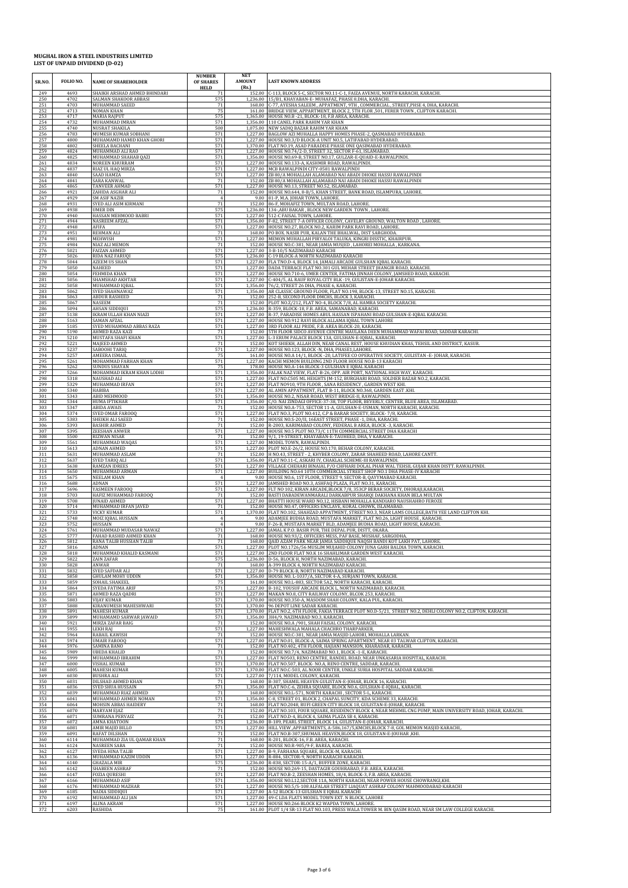**MUGHAL IRON & STEEL INDUSTRIES LIMITED**
**LIST OF UNPAID DIVIDEND (D-02)**

| SR.NO. | FOLIO NO. | NAME OF SHAREHOLDER | NUMBER OF SHARES HELD | NET AMOUNT (Rs.) | LAST KNOWN ADDRESS |
|---|---|---|---|---|---|
| 249 | 4693 | SHAIKH ARSHAD AHMED BHINDARI | 71 | 152.00 | C-113, BLOCK 5-C, SECTOR NO.11-C-1, FAIZA AVENUE, NORTH KARACHI, KARACHI. |
| 250 | 4702 | SALMAN SHAKOOR ABBASI | 575 | 1,236.00 | 15/B1, KHAYABAN-E- MUHAFAZ, PHASE 8,DHA, KARACHI. |
| 251 | 4703 | MUHAMMAD SAEED | 71 | 168.00 | C-77, AYESHA SALEEM , APPATMENT, 9TH , COMMERCIAL , STREET,PHSE 4, DHA, KARACHI. |
| 252 | 4713 | NOMAN KHAN | 75 | 161.00 | BRIDGE VIEW, APPARTMENT, BLOCK 2, 5TH FLOR ,501, FERER TOWN , CLIFTON KARACHI. |
| 253 | 4717 | MARIA RAJPUT | 575 | 1,365.00 | HOUSE NO.B -21, BLOCK-18, F.B AREA, KARACHI. |
| 254 | 4732 | MUHAMMAD IMRAN | 571 | 1,356.00 | 110 CANEL PARK RAHIM YAR KHAN |
| 255 | 4740 | NUSRAT SHAKILA | 500 | 1,075.00 | NEW SADIQ BAZAR RAHIM YAR KHAN |
| 256 | 4783 | MUMESH KUMAR SOBHANI | 571 | 1,227.00 | BAGLOW 421 MUHALLA HAPPY HOMES PHASE-2, QASMABAD HYDERABAD. |
| 257 | 4800 | MUHAMAMD HAMID KHAN GHORI | 571 | 1,227.00 | HOUSE NO.3/D BLOCK-A UNIT NO.5, LATIFABAD HYDERABAD. |
| 258 | 4802 | SHEELA BACHANI | 571 | 1,370.00 | FLAT NO.19, ASAD PARADISE PHASE ONE QASIMABAD HYDERABAD. |
| 259 | 4824 | MUHAMMAD ALI RAO | 571 | 1,227.00 | HOUSE NO.74/2-D, STREET 32, SECTOR F-61, ISLAMABAD. |
| 260 | 4825 | MUHAMMAD SHAHAB QAZI | 571 | 1,356.00 | HOUSE NO.69-B, STREET NO.17, GULZAR-E-QUAID-E-RAWALPINDI. |
| 261 | 4834 | NOREEN KHURRAM | 571 | 1,227.00 | HOUSE NO.133-A, KASHMIR ROAD, RAWALPINDI. |
| 262 | 4837 | RIAZ UL HAQ MIRZA | 571 | 1,227.00 | MCB RAWALPINDI CITY-0581 RAWALPINDI |
| 263 | 4840 | SAAD HAMZA | 571 | 1,227.00 | ZB 80/A MOHALLAH ALAMABAD NAI ABADI DHOKE HASSU RAWALPINDI |
| 264 | 4841 | SARA KANWAL | 71 | 152.00 | ZB 80/A MOHALLAH ALAMABAD NAI ABADI DHOKE HASSU RAWALPINDI |
| 265 | 4865 | TANVEER AHMAD | 571 | 1,227.00 | HOUSE NO.13, STREET NO.52, ISLAMABAD. |
| 266 | 4921 | ZAHIDA ASGHAR ALI | 71 | 152.00 | HOUSE NO.644, B-B/5, KHAN STREET, BANK ROAD, ISLAMPURA, LAHORE. |
| 267 | 4929 | SM ASIF NAZIR | 4 | 9.00 | 81-P, M.A. JOHAR TOWN, LAHORE. |
| 268 | 4931 | SYED ALI ASIM KIRMANI | 71 | 152.00 | 86-F, MOHAFIZ TOWN, MULTAN ROAD, LAHORE. |
| 269 | 4938 | UMER DIN | 575 | 1,236.00 | 134-,ABU BAKAR , BLOCK NEW GARDEN TOWN , LAHORE. |
| 270 | 4940 | HASSAN MEHMOOD BABRI | 571 | 1,227.00 | 512-C FAISAL TOWN, LAHORE. |
| 271 | 4944 | NASREEM AFZAL | 571 | 1,356.00 | F-82, STREET 7-A OFFICER COLONY, CAVELRY GROUND, WALTON ROAD , LAHORE. |
| 272 | 4948 | AFIFA | 571 | 1,227.00 | HOUSE NO.27, BLOCK NO.2, KARIM PARK RAVI ROAD, LAHORE. |
| 273 | 4951 | REHMAN ALI | 71 | 168.00 | PO BOX. NASIR PUR, KALAN THE BHALWAL, DIST SARGHODA. |
| 274 | 4981 | MEHWISH | 571 | 1,227.00 | MEMON MUHALLAH PIRYALOI TALUKA, KINGRI DISSTIC, KHAIRPUR. |
| 275 | 4984 | NIAZ ALI MEMON | 71 | 152.00 | HOUSE NO.C-381, NEAR JAMIA MUSJED , LAHOREI MOHALLA , KARKANA. |
| 276 | 5021 | FAIZAN AHMED | 571 | 1,227.00 | 3-B-10/5 NAZIMABAD KARACHI |
| 277 | 5026 | RIDA NAZ FARUQI | 575 | 1,236.00 | C-19 BLOCK-A NORTH NAZIMABAD KARACHI |
| 278 | 5044 | AZEEM US SHAN | 571 | 1,227.00 | FLA TNO.D-4, BLOCK 14, JAMALI ARCADE GULSHAN IQBAL KARACHI. |
| 279 | 5050 | NAHEED | 571 | 1,227.00 | DADA TERRACE FLAT NO.301 GUL MEHAR STREET JHANGIR ROAD, KARACHI. |
| 280 | 5054 | FEHMIDA KHAN | 571 | 1,227.00 | HOUSE NO.710-6, UMER CENTER, FATIMA JINNAH COLONY, JAMSHED ROAD, KARACHI. |
| 281 | 5056 | SHAMSHAD AKHTAR | 571 | 1,227.00 | C-404/5, AL RAUF ROYAL CITY BLK -19, GULISTAN-E-JOHAR KARACHI. |
| 282 | 5058 | MUHAMMAD IQBAL | 571 | 1,356.00 | 76/2, STREET 26 DHA, PHASE 6, KARACHI. |
| 283 | 5062 | SYED SHAHNAWAZ | 571 | 1,356.00 | AR CLASSIC GROUND FLOOR, FLAT NO.198, BLOCK-13, STREET NO.15, KARACHI. |
| 284 | 5063 | ABDUR RASHEED | 71 | 152.00 | 252-B, SECOND FLOOR DMCHS, BLOCK 3, KARACHI. |
| 285 | 5067 | NASEEM | 71 | 152.00 | PLOT NO.Z/212, FLAT NO-4, BLOCK 7/8, AL HAMRA SOCIETY KARACHI. |
| 286 | 5094 | AHSAN SIDDIQUI | 575 | 1,236.00 | R-359, BLOCK-18, F.B. AREA, SAMANABAD, KARACHI. |
| 287 | 5138 | IKRAM ULLAH KHAN NIAZI | 571 | 1,227.00 | R-37, PARADISE HOMES ABUL HASSAN ISPAHANI ROAD GULSHAN-E-IQBAL KARACHI. |
| 288 | 5163 | SAMAN AFZAL | 571 | 1,227.00 | HOUSE NO.912 RAVI BLOCK ALLAMA IQBAL TOWN LAHORE |
| 289 | 5185 | SYED MUHAMMAD ABBAS RAZA | 571 | 1,227.00 | 3RD FLOOR ALI PRIDE, F.B. AREA BLOCK-20, KARACHI. |
| 290 | 5190 | AHMED RAZA KAZI | 71 | 152.00 | 5TH FLOOR SIDCO AVENUE CENTRE MAULANA DEEN MUHAMMAD WAFAI ROAD, SADDAR KARACHI. |
| 291 | 5210 | MUSTAFA SHAFI KHAN | 571 | 1,227.00 | L-3 ERUM PALACE BLOCK 13A, GULSHAN-E-IQBAL, KARACHI. |
| 292 | 5221 | MAJEED AHMED | 71 | 152.00 | KOT SHIEKH, ALLAH DIN, NEAR CANAL REST, HOUSE KHUDIAN KHAS, TEHSIL AND DISTRICT, KASUR. |
| 293 | 5237 | SABOOHI TARIQ | 571 | 1,227.00 | HOUSE NO.123, BLOCK -N, DHA, PHASE1,LAHORE. |
| 294 | 5257 | AMEERA ISMAIL | 75 | 161.00 | HOUSE NO.A 14/1, BLOCK -20, LATIFEE CO OPERATIVE SOCIETY, GULISTAN -E- JOHAR, KARACHI. |
| 295 | 5261 | MOHAMMAD FARHAN KHAN | 571 | 1,227.00 | KACHI MEMON BUILDING 2ND FLOOR HOUSE NO.B-13 KARACHI |
| 296 | 5262 | SUNDUS SHAYAN | 75 | 178.00 | HOUSE NO.A-146 BLOCK-3 GULSHAN E IQBAL KARACHI |
| 297 | 5266 | MOHAMMAD IKRAM KHAN LODHI | 571 | 1,356.00 | FALAK NAZ VIEW, FLAT-B-26, OPP. AIR PORT, NATIONAL HIGH WAY, KARACHI. |
| 298 | 5318 | NAUSHAD ALI | 571 | 1,227.00 | FLAT NO.C505 ML HEIGHTS JM-152, BURGHARI ROAD, SOLDIER BAZAR NO.2, KARACHI. |
| 299 | 5329 | MUHAMMAD IRFAN | 571 | 1,227.00 | FLAT NO910, 9TH FLOOR , SANA RESIDENCY , GARDEN WEST KARACHI |
| 300 | 5340 | HABIBA | 571 | 1,227.00 | AL AMIN APPATMENT, FLAT B-11, BLOCK NO.368, GARDEN EAST ,KHI. |
| 301 | 5343 | ABID MEHMOOD | 571 | 1,356.00 | HOUSE NO.2, NISAR ROAD, WEST BRIDGE-II, RAWALPINDI. |
| 302 | 5344 | HUMA IFTIKHAR | 571 | 1,356.00 | C/O. NAI ZINDAGI OFFICE-37-38, TOP FLOOR, BEVERLY, CENTER, BLUE AREA, ISLAMABAD. |
| 303 | 5347 | ABIDA AWAIS | 71 | 152.00 | HOUSE NO.A-753, SECTOR 11-A, GULSHAN-E-USMAN, NORTH KARACHI, KARACHI. |
| 304 | 5374 | SYED OMAR FAROOQ | 571 | 1,227.00 | FLAT NO.3, PLOT NO.412, C.P & BARAR SOCIETY, BLOCK- 7/8, KARACHI. |
| 305 | 5383 | SHEIKH ALI SAEED | 71 | 152.00 | HOUSE NO.S-20/II, 16EAST STREET, PHASE -1, DHA, KARACHI. |
| 306 | 5393 | BASHIR AHMED | 71 | 152.00 | R-2003, KARIMABAD COLONY, FEDERAL B AREA, BLOCK -3, KARACHI. |
| 307 | 5395 | ZEESHAN ANWER | 571 | 1,227.00 | HOUSE NO.5 PLOT NO.73/C 11TH COMMERCIAL STREET DHA KARACHI |
| 308 | 5500 | RIZWAN NISAR | 71 | 152.00 | 9/1, 19-STREET, KHAYABAN-E-TAUHEED, DHA, V KARACHI. |
| 309 | 5561 | MUHAMMAD WAQAS | 571 | 1,227.00 | MODEL TOWN, RAWALPINDI. |
| 310 | 5613 | ADNAN AHMED | 571 | 1,227.00 | PLOT NO.E-26/2, HOUSE NO.170, BEHAR COLONY, KARACHI. |
| 311 | 5631 | MUHAMMAD ASLAM | 71 | 152.00 | H NO.43, STREET - 2, KHYBER COLONY, ZARAR SHAHEED ROAD, LAHORE CANTT. |
| 312 | 5637 | SYED TARIQ ALI | 571 | 1,356.00 | FLAT NO.11-C, ASKARI IV, CHAKLAL SCHEME-III RAWALPINDI. |
| 313 | 5638 | RAMZAN IDREES | 571 | 1,227.00 | VILLAGE CHEHARI BINAIAL P/O CHHARI DOLAL PHAR WAL TEHSIL GUJAR KHAN DISTT. RAWALPINDI. |
| 314 | 5650 | MUHAMMAD ARMAN | 571 | 1,227.00 | BUILDING NO.64 10TH COMMERCIAL STREET SHOP NO.1 DHA PHASE-IV KARACHI |
| 315 | 5675 | NEELAM KHAN | 4 | 9.00 | HOUSE NO.6, 1ST FLOOR, STREET 9, SECTOR-B, QAYYMABAD KARACHI. |
| 316 | 5688 | ADNAN | 571 | 1,227.00 | JAMSHED ROAD NO.3, ASHFAQ PLAZA, FLAT NO.31, KARACHI. |
| 317 | 5696 | YASMEEN FAROOQ | 571 | 1,227.00 | FLT NO 102, KIRAN ARCADE,BLOCK 7/8, 353CP BERAR SOCIETY, DHORAJI,KARACHI. |
| 318 | 5703 | HAFIZ MUHAMMAD FAROOQ | 71 | 152.00 | BASTI DABADEWANMARALI DARKABPUR SHARQI DAKHANA KHAN BELA MULTAN |
| 319 | 5708 | JUNAID AHMED | 571 | 1,227.00 | BHATTI HOUSE WARD NO.12, HISBANI MOHALLA KANDIARO NAUSHAHRO FEROZE |
| 320 | 5714 | MUHAMMAD IRFAN JAVED | 71 | 152.00 | HOUSE NO.47, OFFICERS ENCLAVE, KORAL CHOWK, ISLAMABAD. |
| 321 | 5733 | VICKY KUMAR | 571 | 1,370.00 | FLAT NO.102, SHAHZAD APPATMENT, STREET NO.3, NEAR LAMS COLLEGE,BATH YEE LAND CLIFTON KHI. |
| 322 | 5748 | MOIZ IQBAL HUSSAIN | 4 | 9.00 | ADAMJEE BUDHA ROAD, MUSTAFA MARKET, FLAT NO.26, LIGHT HOUSE , KARACHI. |
| 323 | 5752 | HUSSAIN | 4 | 9.00 | F-26-B, MUSTAFA MARKET BLD, ADAMJEE BUDHA ROAD, LIGHT HOUSE, KARACHI. |
| 324 | 5761 | MUHAMMAD MUDASAR NAWAZ | 571 | 1,227.00 | JAMAL K P.O. BASIR PUR, THE DEPAL PUR, DISTT, OKARA. |
| 325 | 5777 | FAHAD RASHID AHMED KHAN | 71 | 168.00 | HOUSE NO.93/2, OFFICERS MESS, PAF BASE, MUSHAF, SARGODHA. |
| 326 | 5812 | RANA TALIB HUSSIAN TALIB | 71 | 168.00 | QAID AZAM PARK NEAR JAMIA SADDIQUE NAQSH BANDI KOT LAKH PAT, LAHORE. |
| 327 | 5816 | ADNAN | 571 | 1,227.00 | PLOT NO.1726/56 MUSLIM MUJAHID COLONY JUNA GARH BALDIA TOWN, KARACHI. |
| 328 | 5818 | MUHAMMAD KHALID KASMANI | 571 | 1,227.00 | 2ND FLOOR FLAT NO.K 16 SHAHLIMAR GARDEN WEST KARACHI. |
| 329 | 5822 | ZAIN ZAFAR | 575 | 1,236.00 | D-56, BLOCK H, NORTH NAZIMABAD, KARACHI. |
| 330 | 5828 | ANWAR | 71 | 168.00 | A-399 BLOCK 4, NORTH NAZIMABAD KARACHI. |
| 331 | 5832 | SYED SAFDAR ALI | 571 | 1,227.00 | D-79 BLOCK-B, NORTH NAZIMABAD KARACHI. |
| 332 | 5858 | GHULAM MOHY UDDIN | 571 | 1,356.00 | HOUSE NO. L-1037/A, SECTOR 4-A, SURJANI TOWN, KARACHI. |
| 333 | 5859 | SOHAIL SHAKEEL | 75 | 161.00 | HOUSE NO.L-883, SECTOR 5A2, NORTH KARACHI, KARACHI. |
| 334 | 5864 | SYEDA FATIMA ARIF | 571 | 1,227.00 | B-102, YOUSUF ARCADE BLOCK L, NORTH NAZIMABAD, KARACHI. |
| 335 | 5871 | AHMED RAZA QADRI | 571 | 1,227.00 | MAKAN NO.8, CITY RAILWAY COLONY, BLCOK 253, KARACHI. |
| 336 | 5883 | VIJAY KUMAR | 571 | 1,370.00 | HOUSE NO.350-A, MASOOM SHAH COLONY, KALA PUL, KARACHI. |
| 337 | 5888 | KIRANUMESH MAHESHWARI | 571 | 1,370.00 | 96 DEPOT LINE SADAR KARACHI. |
| 338 | 5891 | MAHESH KUMAR | 571 | 1,370.00 | FLAT NO.2, 6TH FLOOR, FAKIA TERRACE PLOT NO.D-5/21, STREET NO.2, DEHLI COLONY NO.2, CLIFTON, KARACHI. |
| 339 | 5899 | MUHAMAMD SARWAR JAWAID | 571 | 1,356.00 | 3H4/9, NAZIMABAD NO.3, KARACHI. |
| 340 | 5921 | MIRZA ZAFAR BAIG | 71 | 152.00 | HOUSE NO.A /901, SHAH FAISAL COLONY, KARACHI. |
| 341 | 5955 | LEKH RAJ | 571 | 1,227.00 | MAHESHWALA MAHALA CHACHRO THARPARKER. |
| 342 | 5964 | RABAIL KAWISH | 71 | 152.00 | HOUSE NO.C-381, NEAR JAMIA MASJID LAHORI, MOHALLA LARKAN. |
| 343 | 5974 | UMAIR FAROOQ | 571 | 1,227.00 | FLAT NO.01, BLOCK-A, SAIMA SPRING APARTMENT, NEAR 03 TALWAR CLIFTON, KARACHI. |
| 344 | 5976 | SAMINA BANO | 71 | 152.00 | FLAT NO.402, 4TH FLOOR, HAJIANI MANSION, KHARADAR, KARACHI. |
| 345 | 5989 | UBEDA KHALID | 71 | 152.00 | HOUSE NO.7/4, NAZIMABAD NO.1, BLOCK -1-E, KARACHI. |
| 346 | 5999 | MUHAMMAD IBRAHIM | 571 | 1,227.00 | FLAT NO503, RENO CENTRE, RANDEL ROAD, NEAR UNKASARIA HOSPITAL, KARACHI. |
| 347 | 6000 | VISHAL KUMAR | 571 | 1,370.00 | FLAT NO.507, BLOCK- NO.A, RENO CENTRE, SADDAR, KARACHI. |
| 348 | 6005 | MAHESH KUMAR | 571 | 1,370.00 | FLAT NO.C-503, AL NOOR CENTER, UNKLE SURIA HOSPITAL SADDAR KARACHI. |
| 349 | 6030 | BUSHRA ALI | 571 | 1,227.00 | 7/114, MODEL COLONY, KARACHI. |
| 350 | 6031 | DILSHAD AHMED KHAN | 71 | 168.00 | B-307, SHAMIL HEAVEN GULISTAN-E-JOHAR, BLOCK 16, KARACHI. |
| 351 | 6036 | SYED SHUA HUSSAIN | 571 | 1,356.00 | FLAT NO.C-6, ZEHRA SQUARE, BLOCK NO.6, GULSHAN-E-IQBAL, KARACHI. |
| 352 | 6039 | MUHAMMAD RIAZ AHMED | 71 | 168.00 | HOUSE NO.L-571, NORTH KARACHI , SECTOR 5-L, KARACHI. |
| 353 | 6041 | MUHAMMAD AHMER NOMAN | 571 | 1,356.00 | C-8, STREET 01, BLOCK 2, CHAPAL SUNCITY, KDA SCHEME 33, KARACHI. |
| 354 | 6064 | MOHSIN ABBAS HAIDERY | 71 | 168.00 | FLAT NO.2048, RUFI GREEN CITY BLOCK 18, GULISTAN-E-JOHAR, KARACHI. |
| 355 | 6070 | MARYAM EJAZ | 71 | 152.00 | FLAT NO.103, FOUR SQUARE, RESIDENCY BLOCK 4, NEAR MEHMIL CNG PUMP, MAIN UNIVERSITY ROAD, JOHAR, KARACHI. |
| 356 | 6071 | SUMRANA PERVAIZ | 71 | 152.00 | FLAT NO.D-4, BLOCK 4, SAIMA PLAZA SB 4, KARACHI. |
| 357 | 6072 | AMNA KHATOON | 575 | 1,236.00 | B-189, PEARL STREET, BLOCK 14, GULISTAN-E-JOHAR, KARACHI. |
| 358 | 6081 | AMIR MAJID BILLO | 571 | 1,227.00 | HILL VIEW ,APPARTMENTS, A-586,167/5,KMCHS,BLOCK 7-8, GOL MEMON MASJID KARACHI,. |
| 359 | 6091 | RAFAT DILSHAN | 71 | 152.00 | FLAT NO.B-307,SHUMAIL HEAVEN,BLOCK 18, GULISTAN-E-JOUHAR ,KHI. |
| 360 | 6114 | MUHAMMAD ZIA UL QAMAR KHAN | 71 | 168.00 | R-201, BLOCK-16, F.B. AREA, KARACHI. |
| 361 | 6124 | NASREEN SABA | 71 | 152.00 | HOUSE NO.R-905/9-F, BAREA, KARACHI. |
| 362 | 6127 | SYEDA HINA TALIB | 571 | 1,227.00 | B-9, FARHANA SQUARE, BLOCK-M, KARACHI. |
| 363 | 6136 | MUHAMMAD KAZIM UDDIN | 571 | 1,227.00 | R-884, SECTOR-9, NORTH KARACHI KARACHI. |
| 364 | 6140 | GHAZALA MIR | 575 | 1,236.00 | R-838, SECTOR-15-A/1, BUFFER ZONE, KARACHI. |
| 365 | 6142 | SHABEEN ASHRAF | 71 | 152.00 | HOUSE NO.269-15, DASTAGIR GOUHRABAD, F.B. AREA, KARACHI. |
| 366 | 6147 | FOZIA QURESHI | 571 | 1,227.00 | FLAT NO.B-2, ZEESHAN HOMES, 18/4, BLOCK-3, F.B. AREA, KARACHI. |
| 367 | 6166 | MUHAMMAD ASIF | 571 | 1,356.00 | HOUSE NO.L12,SECTOR 11A, NORTH KARACHI, NEAR POWER HOUSE CHOWRANGI,KHI. |
| 368 | 6176 | MUHAMMAD MAZHAR | 571 | 1,227.00 | HOUSE NO.5/S-108 ALFALAH STREET LIAQUAT ASHRAF COLONY MAHMOODABAD KARACHI |
| 369 | 6185 | NADIA SIDDIQUI | 571 | 1,227.00 | A-52 BLOCK-13 GULSHAN E IQBAL KARACHI |
| 370 | 6192 | MUHAMMAD ALI JAN | 571 | 1,227.00 | 49-C LDA FLATS MODEL TOWN EXT. N BLOCK, LAHORE |
| 371 | 6197 | ALINA AKRAM | 571 | 1,227.00 | HOUSE NO.266 BLOCK K2 WAPDA TOWN, LAHORE. |
| 372 | 6203 | RASHIDA | 75 | 161.00 | PLOT 1/4 SR-13 FLAT NO.103, PRESS WALA TOWER M. BIN QASIM ROAD, NEAR SM LAW COLLEGE KARACHI. |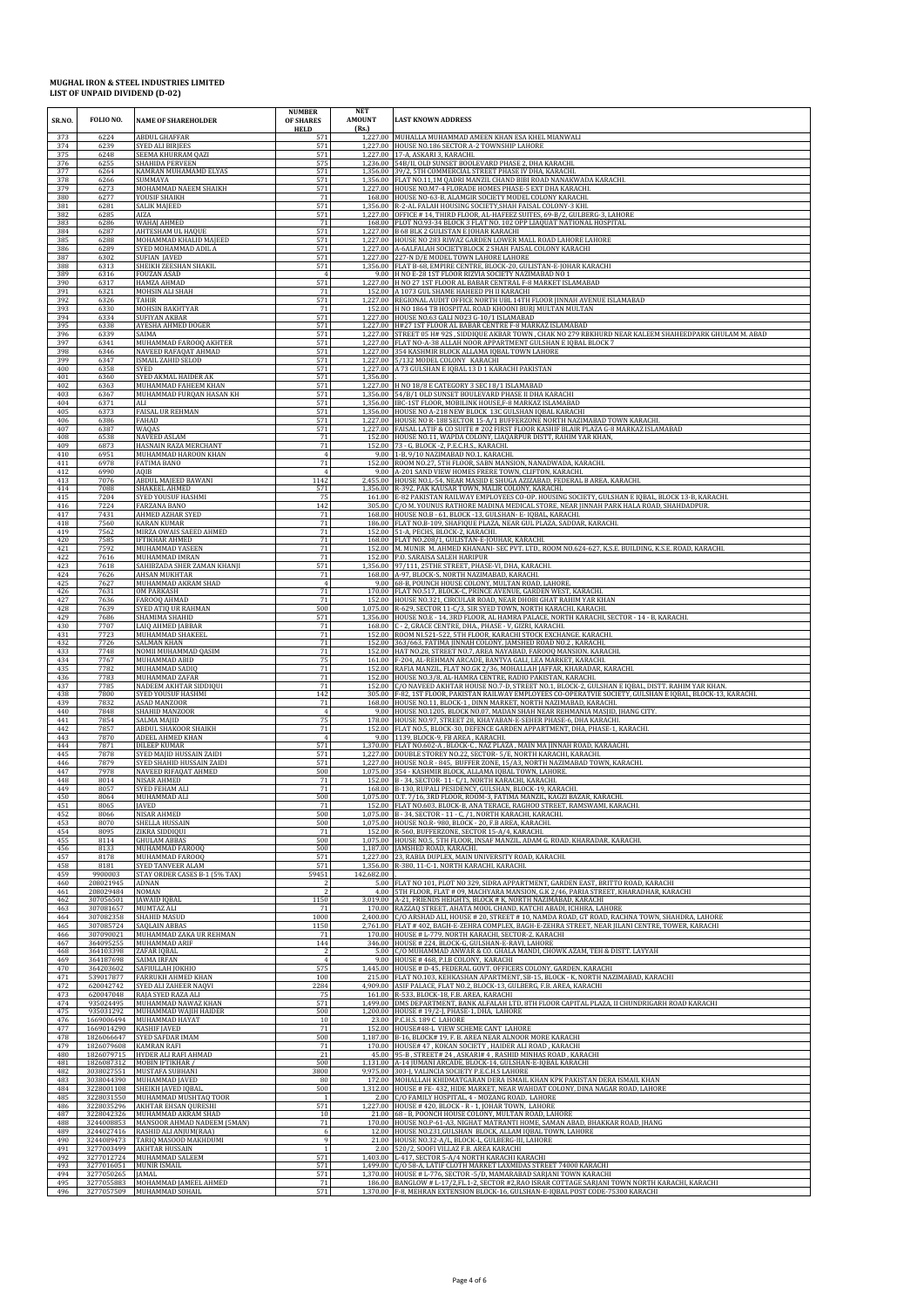# MUGHAL IRON & STEEL INDUSTRIES LIMITED
## LIST OF UNPAID DIVIDEND (D-02)

| SR.NO. | FOLIO NO. | NAME OF SHAREHOLDER | NUMBER OF SHARES HELD | NET AMOUNT (Rs.) | LAST KNOWN ADDRESS |
|---|---|---|---|---|---|
| 373 | 6224 | ABDUL GHAFFAR | 571 | 1,227.00 | MUHALLA MUHAMMAD AMEEN KHAN ESA KHEL MIANWALI |
| 374 | 6239 | SYED ALI BIRJEES | 571 | 1,227.00 | HOUSE NO.186 SECTOR A-2 TOWNSHIP LAHORE |
| 375 | 6248 | SEEMA KHURRAM QAZI | 571 | 1,227.00 | 17-A, ASKARI 3, KARACHI. |
| 376 | 6255 | SHAHIDA PERVEEN | 575 | 1,236.00 | 54B/II, OLD SUNSET BOOLEVARD PHASE 2, DHA KARACHI. |
| 377 | 6264 | KAMRAN MUHAMAMD ELYAS | 571 | 1,356.00 | 39/2, 5TH COMMERCIAL STREET PHASE IV DHA, KARACHI. |
| 378 | 6266 | SUMMAYA | 571 | 1,356.00 | FLAT NO.11,1M QADRI MANZIL CHAND BIBI ROAD NANAKWADA KARACHI. |
| 379 | 6273 | MOHAMMAD NAEEM SHAIKH | 571 | 1,227.00 | HOUSE NO.M7-4 FLORADE HOMES PHASE-5 EXT DHA KARACHI. |
| 380 | 6277 | YOUSIF SHAIKH | 71 | 168.00 | HOUSE NO-63-B, ALAMGIR SOCIETY MODEL COLONY KARACHI. |
| 381 | 6281 | SALIK MAJEED | 571 | 1,356.00 | R-2-AL FALAH HOUSING SOCIETY,SHAH FAISAL COLONY-3 KHI. |
| 382 | 6285 | AIZA | 571 | 1,227.00 | OFFICE # 14, THIRD FLOOR, AL-HAFEEZ SUITES, 69-B/2, GULBERG-3, LAHORE |
| 383 | 6286 | WAHAJ AHMED | 71 | 168.00 | PLOT NO.93-34 BLOCK 3 FLAT NO. 102 OPP LIAQUAT NATIONAL HOSPITAL |
| 384 | 6287 | AHTESHAM UL HAQUE | 571 | 1,227.00 | B 68 BLK 2 GULISTAN E JOHAR KARACHI |
| 385 | 6288 | MOHAMMAD KHALID MAJEED | 571 | 1,227.00 | HOUSE NO 283 RIWAZ GARDEN LOWER MALL ROAD LAHORE LAHORE |
| 386 | 6289 | SYED MOHAMMAD ADIL A | 571 | 1,227.00 | A-6ALFALAH SOCIETYBLOCK 2 SHAH FAISAL COLONY KARACHI |
| 387 | 6302 | SUFIAN JAVED | 571 | 1,227.00 | 227-N D/E MODEL TOWN LAHORE LAHORE |
| 388 | 6313 | SHEIKH ZEESHAN SHAKIL | 571 | 1,356.00 | FLAT B-68, EMPIRE CENTRE, BLOCK-20, GULISTAN-E-JOHAR KARACHI |
| 389 | 6316 | FOUZAN ASAD | 4 | 9.00 | H NO E-28 1ST FLOOR RIZVIA SOCIETY NAZIMABAD NO 1 |
| 390 | 6317 | HAMZA AHMAD | 571 | 1,227.00 | H NO 27 1ST FLOOR AL BABAR CENTRAL F-8 MARKET ISLAMABAD |
| 391 | 6321 | MOHSIN ALI SHAH | 71 | 152.00 | A 1073 GUL SHAMRE HAHEED PH II KARACHI |
| 392 | 6326 | TAHIR | 571 | 1,227.00 | REGIONAL AUDIT OFFICE NORTH UBL 14TH FLOOR JINNAH AVENUE ISLAMABAD |
| 393 | 6330 | MOHSIN BAKHTYAR | 71 | 152.00 | H NO 1864 TB HOSPITAL ROAD KHOONI BURJ MULTAN MULTAN |
| 394 | 6334 | SUFIYAN AKBAR | 571 | 1,227.00 | HOUSE NO.63 GALI NO23 G-10/1 ISLAMABAD |
| 395 | 6338 | AYESHA AHMED DOGER | 571 | 1,227.00 | H#27 1ST FLOOR AL BABAR CENTRE F-8 MARKAZ ISLAMABAD |
| 396 | 6339 | SAIMA | 571 | 1,227.00 | STREET 05 H# 92S , SIDDIQUE AKBAR TOWN , CHAK NO 279 RBKHURD NEAR KALEEM SHAHEEDPARK GHULAM M. ABAD |
| 397 | 6341 | MUHAMMAD FAROOQ AKHTER | 571 | 1,227.00 | FLAT NO-A-38 ALLAH NOOR APPARTMENT GULSHAN E IQBAL BLOCK 7 |
| 398 | 6346 | NAVEED RAFAQAT AHMAD | 571 | 1,227.00 | 354 KASHMIR BLOCK ALLAMA IQBAL TOWN LAHORE |
| 399 | 6347 | ISMAIL ZAHID SELOD | 571 | 1,227.00 | 5/132 MODEL COLONY KARACHI |
| 400 | 6358 | SYED | 571 | 1,227.00 | A 73 GULSHAN E IQBAL 13 D 1 KARACHI PAKISTAN |
| 401 | 6360 | SYED AKMAL HAIDER AK | 571 | 1,356.00 | |
| 402 | 6363 | MUHAMMAD FAHEEM KHAN | 571 | 1,227.00 | H NO 18/8 E CATEGORY 3 SEC I 8/1 ISLAMABAD |
| 403 | 6367 | MUHAMMAD FURQAN HASAN KH | 571 | 1,356.00 | 54/B/1 OLD SUNSET BOULEVARD PHASE II DHA KARACHI |
| 404 | 6371 | ALI | 571 | 1,356.00 | IBC-1ST FLOOR, MOBILINK HOUSE,F-8 MARKAZ ISLAMABAD |
| 405 | 6373 | FAISAL UR REHMAN | 571 | 1,356.00 | HOUSE NO A-218 NEW BLOCK 13C GULSHAN IQBAL KARACHI |
| 406 | 6386 | FAHAD | 571 | 1,227.00 | HOUSE NO R-188 SECTOR 15-A/1 BUFFERZONE NORTH NAZIMABAD TOWN KARACHI. |
| 407 | 6387 | WAQAS | 571 | 1,227.00 | FAISAL LATIF & CO SUITE # 202 FIRST FLOOR KASHIF BLAIR PLAZA G-8 MARKAZ ISLAMABAD |
| 408 | 6538 | NAVEED ASLAM | 71 | 152.00 | HOUSE NO.11, WAPDA COLONY, LIAQARPUR DISTT, RAHIM YAR KHAN, |
| 409 | 6873 | HASNAIN RAZA MERCHANT | 71 | 152.00 | 73 - G, BLOCK -2, P.E.C.H.S., KARACHI. |
| 410 | 6951 | MUHAMMAD HAROON KHAN | 4 | 9.00 | 1-B, 9/10 NAZIMABAD NO.1, KARACHI. |
| 411 | 6978 | FATIMA BANO | 71 | 152.00 | ROOM NO.27, 5TH FLOOR, SABN MANSION, NANADWADA, KARACHI. |
| 412 | 6990 | AQIB | 4 | 9.00 | A-201 SAND VIEW HOMES FRERE TOWN, CLIFTON, KARACHI. |
| 413 | 7076 | ABDUL MAJEED BAWANI | 1142 | 2,455.00 | HOUSE NO.L-54, NEAR MASJID E SHUGA AZIZABAD, FEDERAL B AREA, KARACHI. |
| 414 | 7088 | SHAKEEL AHMED | 571 | 1,356.00 | R-392, PAK KAUSAR TOWN, MALIR COLONY, KARACHI. |
| 415 | 7204 | SYED YOUSUF HASHMI | 75 | 161.00 | E-82 PAKISTAN RAILWAY EMPLOYEES CO-OP. HOUSING SOCIETY, GULSHAN E IQBAL, BLOCK 13-B, KARACHI. |
| 416 | 7224 | FARZANA BANO | 142 | 305.00 | C/O M. YOUNUS RATHORE MADINA MEDICAL STORE, NEAR JINNAH PARK HALA ROAD, SHAHDADPUR. |
| 417 | 7431 | AHMED AZHAR SYED | 71 | 168.00 | HOUSE NO.B - 61, BLOCK -13, GULSHAN- E- IQBAL, KARACHI. |
| 418 | 7560 | KARAN KUMAR | 71 | 186.00 | FLAT NO.B-109, SHAFIQUE PLAZA, NEAR GUL PLAZA, SADDAR, KARACHI. |
| 419 | 7562 | MIRZA OWAIS SAEED AHMED | 71 | 152.00 | 51-A, PECHS, BLOCK-2, KARACHI. |
| 420 | 7585 | IFTIKHAR AHMED | 71 | 168.00 | FLAT NO.208/1, GULISTAN-E-JOUHAR, KARACHI. |
| 421 | 7592 | MUHAMMAD YASEEN | 71 | 152.00 | M. MUNIR M. AHMED KHANANI- SEC PVT. LTD., ROOM NO.624-627, K.S.E. BUILDING, K.S.E. ROAD, KARACHI. |
| 422 | 7616 | MUHAMMAD IMRAN | 71 | 152.00 | P.O. SARAISA SALEH HARIPUR |
| 423 | 7618 | SAHIBZADA SHER ZAMAN KHANJI | 571 | 1,356.00 | 97/111, 25THE STREET, PHASE-VI, DHA, KARACHI. |
| 424 | 7626 | AHSAN MUKHTAR | 71 | 168.00 | A-97, BLOCK-5, NORTH NAZIMABAD, KARACHI. |
| 425 | 7627 | MUHAMMAD AKRAM SHAD | 4 | 9.00 | 68-B, POUNCH HOUSE COLONY, MULTAN ROAD, LAHORE. |
| 426 | 7631 | OM PARKASH | 71 | 170.00 | FLAT NO.517, BLOCK-C, PRINCE AVENUE, GARDEN WEST, KARACHI. |
| 427 | 7636 | FAROOQ AHMAD | 71 | 152.00 | HOUSE NO.321, CIRCULAR ROAD, NEAR DHOBI GHAT RAHIM YAR KHAN |
| 428 | 7639 | SYED ATIQ UR RAHMAN | 500 | 1,075.00 | R-629, SECTOR 11-C/3, SIR SYED TOWN, NORTH KARACHI, KARACHI. |
| 429 | 7686 | SHAMIMA SHAHID | 571 | 1,356.00 | HOUSE NO.E - 14, 3RD FLOOR, AL HAMRA PALACE, NORTH KARACHI, SECTOR - 14 - B, KARACHI. |
| 430 | 7707 | LAIQ AHMED JABBAR | 71 | 168.00 | C - 2, GRACE CENTRE, DHA., PHASE - V, GIZRI, KARACHI. |
| 431 | 7723 | MUHAMMAD SHAKEEL | 71 | 152.00 | ROOM NI.521-522, 5TH FLOOR, KARACHI STOCK EXCHANGE. KARACHI. |
| 432 | 7726 | SALMAN KHAN | 71 | 152.00 | 363/663, FATIMA JINNAH COLONY, JAMSHED ROAD NO.2 , KARACHI, |
| 433 | 7748 | NOMII MUHAMMAD QASIM | 71 | 152.00 | HAT NO.28, STREET NO.7, AREA NAYABAD, FAROOQ MANSION. KARACHI. |
| 434 | 7767 | MUHAMMAD ABID | 75 | 161.00 | F-204, AL-REHMAN ARCADE, BANTVA GALI, LEA MARKET, KARACHI. |
| 435 | 7782 | MUHAMMAD SADIQ | 71 | 152.00 | RAFIA MANZIL, FLAT NO.GK 2/36, MOHALLAH JAFFAR, KHARADAR, KARACHI. |
| 436 | 7783 | MUHAMMAD ZAFAR | 71 | 152.00 | HOUSE NO.3/8, AL-HAMRA CENTRE, RADIO PAKISTAN, KARACHI. |
| 437 | 7785 | NADEEM AKHTAR SIDDIQUI | 71 | 152.00 | C/O NAVEED AKHTAR HOUSE NO.7-D, STREET NO.1, BLOCK-2, GULSHAN E IQBAL, DISTT. RAHIM YAR KHAN. |
| 438 | 7800 | SYED YOUSUF HASHMI | 142 | 305.00 | F-82, 1ST FLOOR, PAKISTAN RAILWAY EMPLOYEES CO-OPERATVIE SOCIETY, GULSHAN E IQBAL, BLOCK-13, KARACHI. |
| 439 | 7832 | ASAD MANZOOR | 71 | 168.00 | HOUSE NO.11, BLOCK-1 , DINN MARKET, NORTH NAZIMABAD, KARACHI. |
| 440 | 7848 | SHAHID MANZOOR | 4 | 9.00 | HOUSE NO.1205, BLOCK NO.07, MADAN SHAH NEAR REHMANIA MASJID, JHANG CITY. |
| 441 | 7854 | SALMA MAJID | 75 | 178.00 | HOUSE NO.97, STREET 28, KHAYABAN-E-SEHER PHASE-6, DHA KARACHI. |
| 442 | 7857 | ABDUL SHAKOOR SHAIKH | 71 | 152.00 | FLAT NO.5, BLOCK-30, DEFENCE GARDEN APPARTMENT, DHA, PHASE-1, KARACHI. |
| 443 | 7870 | ADEEL AHMED KHAN | 4 | 9.00 | 1139, BLOCK-9, FB AREA , KARACHI. |
| 444 | 7871 | DILEEP KUMAR | 571 | 1,370.00 | FLAT NO.602-A , BLOCK-C , NAZ PLAZA , MAIN MA JINNAH ROAD, KARAACHI. |
| 445 | 7878 | SYED MAJID HUSSAIN ZAIDI | 571 | 1,227.00 | DOUBLE STOREY NO.22, SECTOR- 5/E, NORTH KARACHI, KARACHI. |
| 446 | 7879 | SYED SHAHID HUSSAIN ZAIDI | 571 | 1,227.00 | HOUSE NO.R - 845, BUFFER ZONE, 15/A3, NORTH NAZIMABAD TOWN, KARACHI. |
| 447 | 7978 | NAVEED RIFAQAT AHMED | 500 | 1,075.00 | 354 - KASHMIR BLOCK, ALLAMA IQBAL TOWN, LAHORE. |
| 448 | 8014 | NISAR AHMED | 71 | 152.00 | B - 34, SECTOR- 11- C/1, NORTH KARACHI, KARACHI. |
| 449 | 8057 | SYED FEHAM ALI | 71 | 168.00 | B-130, RUPALI PESIDENCY, GULSHAN, BLOCK-19, KARACHI. |
| 450 | 8064 | MUHAMMAD ALI | 500 | 1,075.00 | O.T. 7/16, 3RD FLOOR, ROOM-3, FATIMA MANZIL, KAGZI BAZAR, KARACHI. |
| 451 | 8065 | JAVED | 71 | 152.00 | FLAT NO.603, BLOCK-B, ANA TERACE, RAGHOO STREET, RAMSWAMI, KARACHI. |
| 452 | 8066 | NISAR AHMED | 500 | 1,075.00 | B - 34, SECTOR - 11 - C, /1, NORTH KARACHI, KARACHI. |
| 453 | 8070 | SHELLA HUSSAIN | 500 | 1,075.00 | HOUSE NO.R- 980, BLOCK - 20, F.B AREA, KARACHI. |
| 454 | 8095 | ZIKRA SIDDIQUI | 71 | 152.00 | R-560, BUFFERZONE, SECTOR 15-A/4, KARACHI. |
| 455 | 8114 | GHULAM ABBAS | 500 | 1,075.00 | HOUSE NO.5, 5TH FLOOR, INSAF MANZIL, ADAM G. ROAD, KHARADAR, KARACHI. |
| 456 | 8133 | MUHAMMAD FAROOQ | 500 | 1,187.00 | JAMSHED ROAD, KARACHI. |
| 457 | 8178 | MUHAMMAD FAROOQ | 571 | 1,227.00 | 23, RABIA DUPLEX, MAIN UNIVERSITY ROAD, KARACHI. |
| 458 | 8181 | SYED TANVEER ALAM | 571 | 1,356.00 | R-380, 11-C-1, NORTH KARACHI, KARACHI. |
| 459 | 9900003 | STAY ORDER CASES B-1 (5% TAX) | 59451 | 142,682.00 | |
| 460 | 208021945 | ADNAN | 2 | 5.00 | FLAT NO 101, PLOT NO 329, SIDRA APPARTMENT, GARDEN EAST, BRITTO ROAD, KARACHI |
| 461 | 208029484 | NOMAN | 2 | 4.00 | 5TH FLOOR, FLAT # 09, MACHIYARA MANSION, G.K 2/46, PARIA STREET, KHARADHAR, KARACHI |
| 462 | 307056501 | JAWAID IQBAL | 1150 | 3,019.00 | A-21, FRIENDS HEIGHTS, BLOCK # K, NORTH NAZIMABAD, KARACHI |
| 463 | 307081657 | MUMTAZ ALI | 71 | 170.00 | RAZZAQ STREET, AHATA MOOL CHAND, KATCHI ABADI, ICHHRA, LAHORE |
| 464 | 307082358 | SHAHID MASUD | 1000 | 2,400.00 | C/O ARSHAD ALI, HOUSE # 20, STREET # 10, NAMDA ROAD, GT ROAD, RACHNA TOWN, SHAHDRA, LAHORE |
| 465 | 307085724 | SAQLAIN ABBAS | 1150 | 2,761.00 | FLAT # 402, BAGH-E-ZEHRA COMPLEX, BAGH-E-ZEHRA STREET, NEAR JILANI CENTRE, TOWER, KARACHI |
| 466 | 307090021 | MUHAMMAD ZAKA UR REHMAN | 71 | 170.00 | HOUSE # L-779, NORTH KARACHI, SECTOR-2, KARACHI |
| 467 | 364095255 | MUHAMMAD ARIF | 144 | 346.00 | HOUSE # 224, BLOCK-G, GULSHAN-E-RAVI, LAHORE |
| 468 | 364103398 | ZAFAR IQBAL | 2 | 5.00 | C/O MUHAMMAD ANWAR & CO. GHALA MANDI, CHOWK AZAM, TEH & DISTT. LAYYAH |
| 469 | 364187698 | SAIMA IRFAN | 4 | 9.00 | HOUSE # 468, P.I.B COLONY, KARACHI |
| 470 | 364203602 | SAFIULLAH JOKHIO | 575 | 1,445.00 | HOUSE # D-45, FEDERAL GOVT. OFFICERS COLONY, GARDEN, KARACHI |
| 471 | 539017877 | FARRUKH AHMED KHAN | 100 | 215.00 | FLAT NO.103, KEHKASHAN APARTMENT, SB-15, BLOCK - K, NORTH NAZIMABAD, KARACHI |
| 472 | 620042742 | SYED ALI ZAHEER NAQVI | 2284 | 4,909.00 | ASIF PALACE, FLAT NO.2, BLOCK-13, GULBERG, F.B. AREA, KARACHI |
| 473 | 620047048 | RAJA SYED RAZA ALI | 75 | 161.00 | R-533, BLOCK-18, F.B. AREA, KARACHI |
| 474 | 935024495 | MUHAMMAD NAWAZ KHAN | 571 | 1,499.00 | DMS DEPARTMENT, BANK ALFALAH LTD, 8TH FLOOR CAPITAL PLAZA, II CHUNDRIGARH ROAD KARACHI |
| 475 | 935031292 | MUHAMMAD WAJIH HAIDER | 500 | 1,200.00 | HOUSE # 19/2-I, PHASE-1, DHA, LAHORE |
| 476 | 1669006494 | MUHAMMAD HAYAT | 10 | 23.00 | P.C.H.S. 189 C LAHORE |
| 477 | 1669014290 | KASHIF JAVED | 71 | 152.00 | HOUSE#48-L VIEW SCHEME CANT LAHORE |
| 478 | 1826066647 | SYED SAFDAR IMAM | 500 | 1,187.00 | B-16, BLOCK# 19, F. B. AREA NEAR ALNOOR MORE KARACHI |
| 479 | 1826079608 | KAMRAN RAFI | 71 | 170.00 | HOUSE# 47 , KOKAN SOCIETY , HAIDER ALI ROAD , KARACHI |
| 480 | 1826079715 | HYDER ALI RAFI AHMAD | 21 | 45.00 | 95-B , STREET# 24 , ASKARI# 4 , RASHID MINHAS ROAD , KARACHI |
| 481 | 1826087312 | MOBIN IFTIKHAR / | 500 | 1,131.00 | A-14 JUMANI ARCADE, BLOCK-14, GULSHAN-E-IQBAL KARACHI |
| 482 | 3038027551 | MUSTAFA SUBHANI | 3800 | 9,975.00 | 303-J, VALINCIA SOCIETY P.E.C.H.S LAHORE |
| 483 | 3038044390 | MUHAMMAD JAVED | 80 | 172.00 | MOHALLAH KHIDMATGARAN DERA ISMAIL KHAN KPK PAKISTAN DERA ISMAIL KHAN |
| 484 | 3228001108 | SHEIKH JAVED IQBAL. | 500 | 1,312.00 | HOUSE # FE- 432, HIDE MARKET, NEAR WAHDAT COLONY, DINA NAGAR ROAD, LAHORE |
| 485 | 3228031550 | MUHAMMAD MUSHTAQ TOOR | 1 | 2.00 | C/O FAMILY HOSPITAL, 4 - MOZANG ROAD, LAHORE |
| 486 | 3228035296 | AKHTAR EHSAN QURESHI | 571 | 1,227.00 | HOUSE # 420, BLOCK - R - 1, JOHAR TOWN, LAHORE |
| 487 | 3228042326 | MUHAMMAD AKRAM SHAD | 10 | 21.00 | 68 - B, POONCH HOUSE COLONY, MULTAN ROAD, LAHORE |
| 488 | 3244008853 | MANSOOR AHMAD NADEEM (SMAN) | 71 | 170.00 | HOUSE NO.P-61-A3, NIGHAT MATRANTI HOME, SAMAN ABAD, BHAKKAR ROAD, JHANG |
| 489 | 3244027416 | RASHID ALI ANJUM(RAA) | 6 | 12.00 | HOUSE NO.231,GULSHAN BLOCK, ALLAM IQBAL TOWN, LAHORE |
| 490 | 3244089473 | TARIQ MASOOD MAKHDUMI | 9 | 21.00 | HOUSE NO.32-A/L, BLOCK-L, GULBERG-III, LAHORE |
| 491 | 3277003499 | AKHTAR HUSSAIN | 1 | 2.00 | 520/2, SOOFI VILLAZ F.B. AREA KARACHI |
| 492 | 3277012724 | MUHAMMAD SALEEM | 571 | 1,403.00 | L-417, SECTOR 5-A/4 NORTH KARACHI KARACHI |
| 493 | 3277016051 | MUNIR ISMAIL | 571 | 1,499.00 | C/O 58-A, LATIF CLOTH MARKET LAXMIDAS STREET 74000 KARACHI |
| 494 | 3277050265 | JAMAL | 571 | 1,370.00 | HOUSE # L-776, SECTOR -5/D, MAMARABAD SARJANI TOWN KARACHI |
| 495 | 3277055883 | MOHAMMAD JAMEEL AHMED | 71 | 186.00 | BANGLOW # L-17/2,FL.1-2, SECTOR #2,RAO ISRAR COTTAGE SARJANI TOWN NORTH KARACHI, KARACHI |
| 496 | 3277057509 | MUHAMMAD SOHAIL | 571 | 1,370.00 | F-8, MEHRAN EXTENSION BLOCK-16, GULSHAN-E-IQBAL POST CODE-75300 KARACHI |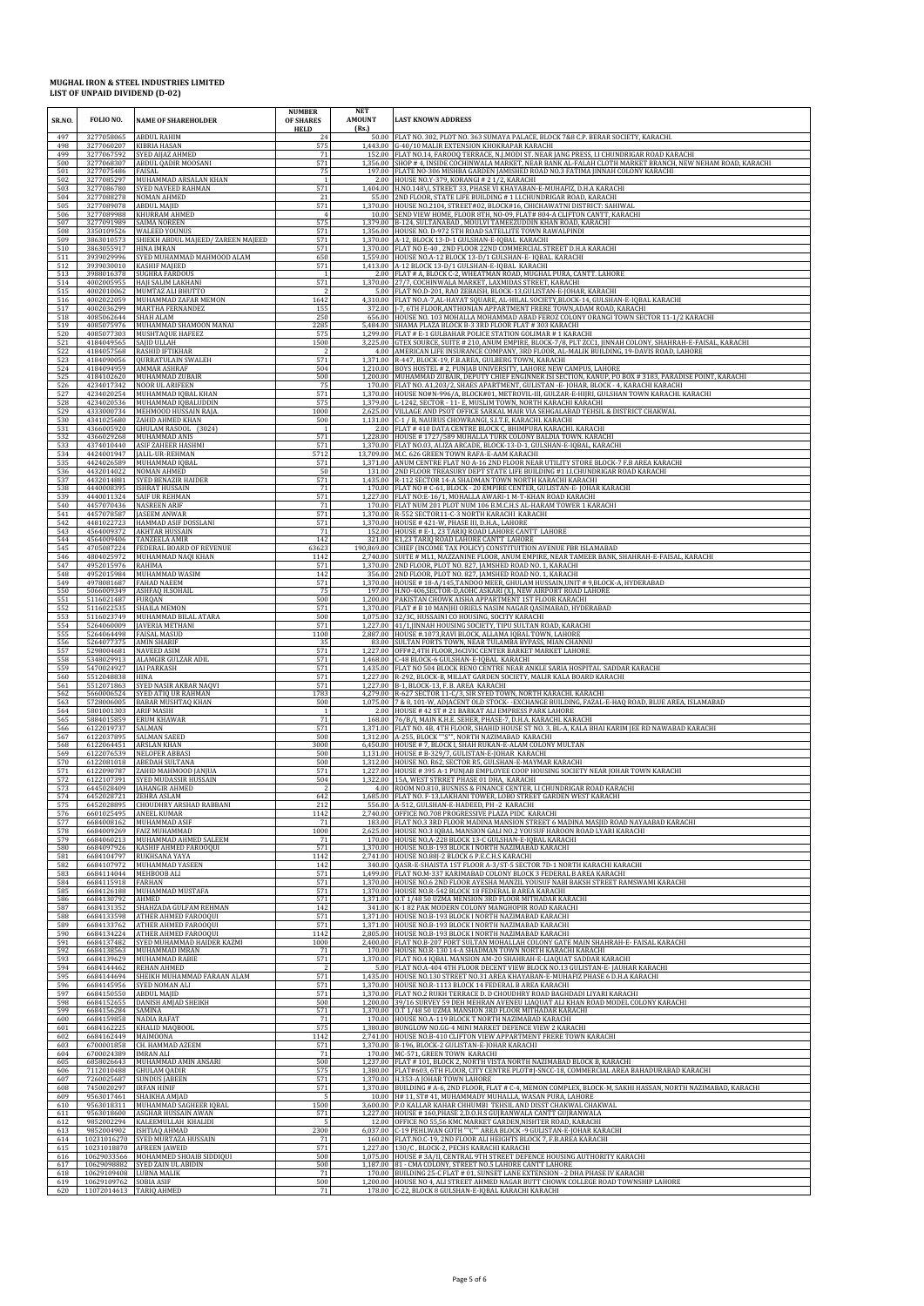**MUGHAL IRON & STEEL INDUSTRIES LIMITED**
**LIST OF UNPAID DIVIDEND (D-02)**

| SR.NO. | FOLIO NO. | NAME OF SHAREHOLDER | NUMBER OF SHARES HELD | NET AMOUNT (Rs.) | LAST KNOWN ADDRESS |
|---|---|---|---|---|---|
| 497 | 3277058065 | ABDUL RAHIM | 24 | 50.00 | FLAT NO. 302, PLOT NO. 363 SUMAYA PALACE, BLOCK 7&8 C.P. BERAR SOCIETY, KARACHI. |
| 498 | 3277060207 | KIBRIA HASAN | 575 | 1,443.00 | G-40/10 MALIR EXTENSION KHOKRAPAR KARACHI |
| 499 | 3277067592 | SYED AIJAZ AHMED | 71 | 152.00 | FLAT NO.14, FAROOQ TERRACE, N.J.MODI ST. NEAR JANG PRESS, I.I CHUNDRIGAR ROAD KARACHI |
| 500 | 3277068307 | ABDUL QADIR MOOSANI | 571 | 1,356.00 | SHOP # 4, INSIDE COCHINWALA MARKET, NEAR BANK AL-FALAH CLOTH MARKET BRANCH, NEW NEHAM ROAD, KARACHI |
| 501 | 3277075486 | FAISAL | 75 | 197.00 | FLATE NO-306 MISHBA GARDEN JAMSHED ROAD NO.3 FATIMA JINNAH COLONY KARACHI |
| 502 | 3277085297 | MUHAMMAD ARSALAN KHAN | 1 | 2.00 | HOUSE NO.Y-379, KORANGI # 2 1/2, KARACHI |
| 503 | 3277086780 | SYED NAVEED RAHMAN | 571 | 1,404.00 | H.NO.148\I, STREET 33, PHASE VI KHAYABAN-E-MUHAFIZ, D.H.A KARACHI |
| 504 | 3277088278 | NOMAN AHMED | 21 | 55.00 | 2ND FLOOR, STATE LIFE BUILDING # 1 I.I.CHUNDRIGAR ROAD, KARACHI |
| 505 | 3277089078 | ABDUL MAJID | 571 | 1,370.00 | HOUSE NO.2104, STREET#02, BLOCK#16, CHICHAWATNI DISTRICT: SAHIWAL |
| 506 | 3277089988 | KHURRAM AHMED | 4 | 10.00 | SEND VIEW HOME, FLOOR 8TH, NO-09, FLAT# 804-A CLIFTON CANTT, KARACHI |
| 507 | 3277091989 | SAIMA NOREEN | 575 | 1,379.00 | B-124, SULTANABAD , MOULVI TAMEEZUDDIN KHAN ROAD, KARACHI |
| 508 | 3350109526 | WALEED YOUNUS | 571 | 1,356.00 | HOUSE NO. D-972 5TH ROAD SATELLITE TOWN RAWALPINDI |
| 509 | 3863010573 | SHIEKH ABDUL MAJEED/ ZAREEN MAJEED | 571 | 1,370.00 | A-12, BLOCK 13-D-1 GULSHAN-E-IQBAL KARACHI |
| 510 | 3863055917 | HINA IMRAN | 571 | 1,370.00 | FLAT NO E-40 , 2ND FLOOR 22ND COMMERCIAL STREET D.H.A KARACHI |
| 511 | 3939029996 | SYED MUHAMMAD MAHMOOD ALAM | 650 | 1,559.00 | HOUSE NO.A-12 BLOCK 13-D/1 GULSHAN-E- IQBAL. KARACHI |
| 512 | 3939030010 | KASHIF MAJEED | 571 | 1,413.00 | A-12 BLOCK 13-D/1 GULSHAN-E-IQBAL KARACHI |
| 513 | 3988016378 | SUGHRA FARDOUS | 1 | 2.00 | FLAT # A, BLOCK C-2, WHEATMAN ROAD, MUGHAL PURA, CANTT. LAHORE |
| 514 | 4002005955 | HAJI SALIM LAKHANI | 571 | 1,370.00 | 27/7, COCHINWALA MARKET, LAXMIDAS STREET, KARACHI |
| 515 | 4002010062 | MUMTAZ ALI BHUTTO | 2 | 5.00 | FLAT NO.D-201, RAO ZEBAISH, BLOCK-13,GULISTAN-E-JOHAR, KARACHI |
| 516 | 4002022059 | MUHAMMAD ZAFAR MEMON | 1642 | 4,310.00 | FLAT NO.A-7,AL-HAYAT SQUARE, AL-HILAL SOCIETY,BLOCK-14, GULSHAN-E-IQBAL KARACHI |
| 517 | 4002036299 | MARTHA FERNANDEZ | 155 | 372.00 | J-7, 6TH FLOOR,ANTHONIAN APPARTMENT FRERE TOWN,ADAM ROAD, KARACHI |
| 518 | 4085062644 | SHAH ALAM | 250 | 656.00 | HOUSE NO. 103 MOHALLA MOHAMMAD ABAD PEROZ COLONY ORANGI TOWN SECTOR 11-1/2 KARACHI |
| 519 | 4085075976 | MUHAMMAD SHAMOON MANAI | 2285 | 5,484.00 | SHAMA PLAZA BLOCK B-3 3RD FLOOR FLAT # 303 KARACHI |
| 520 | 4085077303 | MUSHTAQUE HAFEEZ | 575 | 1,299.00 | FLAT # E-1 GULBAHAR POLICE STATION GOLIMAR # 1 KARACHI |
| 521 | 4184049565 | SAJID ULLAH | 1500 | 3,225.00 | GTEX SOURCE, SUITE # 210, ANUM EMPIRE, BLOCK-7/8, PLT ZCC1, JINNAH COLONY, SHAHRAH-E-FAISAL, KARACHI |
| 522 | 4184057568 | RASHID IFTIKHAR | 2 | 4.00 | AMERICAN LIFE INSURANCE COMPANY, 3RD FLOOR, AL-MALIK BUILDING, 19-DAVIS ROAD, LAHORE |
| 523 | 4184090056 | QURRATULAIN SWALEH | 571 | 1,371.00 | R-447, BLOCK-19, F.B.AREA, GULBERG TOWN, KARACHI |
| 524 | 4184094459 | AMMAR ASHRAF | 504 | 1,210.00 | BOYS HOSTEL # 2, PUNJAB UNIVERSITY, LAHORE NEW CAMPUS, LAHORE |
| 525 | 4184102620 | MUHAMMAD ZUBAIR | 500 | 1,200.00 | MUHAMMAD ZUBAIR, DEPUTY CHIEF ENGINNER ISI SECTION, KANUP, PO BOX # 3183, PARADISE POINT, KARACHI |
| 526 | 4234017342 | NOOR UL ARIFEEN | 75 | 170.00 | FLAT NO. A1,203/2, SHAES APARTMENT, GULISTAN -E- JOHAR, BLOCK - 4, KARACHI KARACHI |
| 527 | 4234020254 | MUHAMMAD IQBAL KHAN | 571 | 1,370.00 | HOUSE NO#N-996/A, BLOCK#01, METROVIL-III, GULZAR-E-HIJRI, GULSHAN TOWN KARACHI. KARACHI |
| 528 | 4234020536 | MUHAMMAD IQBALUDDIN | 575 | 1,379.00 | L-1242, SECTOR - 11- E, MUSLIM TOWN, NORTH KARACHI KARACHI |
| 529 | 4333000734 | MEHMOOD HUSSAIN RAJA. | 1000 | 2,625.00 | VILLAGE AND PSOT OFFICE SARKAL MAIR VIA SEHGALABAD TEHSIL & DISTRICT CHAKWAL |
| 530 | 4341025680 | ZAHID AHMED KHAN | 500 | 1,131.00 | C-1 / 8, NAURUS CHOWRANGI, S.I.T.E, KARACHI. KARACHI |
| 531 | 4366005920 | GHULAM RASOOL (3024) | 1 | 2.00 | FLAT # 410 DATA CENTRE BLOCK C, BHIMPURA KARACHI. KARACHI |
| 532 | 4366029268 | MUHAMMAD ANIS | 571 | 1,228.00 | HOUSE # 1727/589 MUHALLA TURK COLONY BALDIA TOWN. KARACHI |
| 533 | 4374010440 | ASIF ZAHEER HASHMI | 571 | 1,370.00 | FLAT NO.03, ALIZA ARCADE, BLOCK-13-D-1, GULSHAN-E-IQBAL, KARACHI |
| 534 | 4424001947 | JALIL-UR-REHMAN | 5712 | 13,709.00 | M.C. 626 GREEN TOWN RAFA-E-AAM KARACHI |
| 535 | 4424026589 | MUHAMMAD IQBAL | 571 | 1,371.00 | ANUM CENTRE FLAT NO A-16 2ND FLOOR NEAR UTILITY STORE BLOCK-7 F.B AREA KARACHI |
| 536 | 4432014022 | NOMAN AHMED | 50 | 131.00 | 2ND FLOOR TREASURY DEPT STATE LIFE BUILDING #1 I.I.CHUNDRIGAR ROAD KARACHI |
| 537 | 4432014881 | SYED BENAZIR HAIDER | 571 | 1,435.00 | R-112 SECTOR 14-A SHADMAN TOWN NORTH KARACHI KARACHI |
| 538 | 4440008395 | ISHRAT HUSSAIN | 71 | 170.00 | FLAT NO # C-61, BLOCK - 20 EMPIRE CENTER, GULISTAN-E- JOHAR KARACHI |
| 539 | 4440011324 | SAIF UR REHMAN | 571 | 1,227.00 | FLAT NO:E-16/1, MOHALLA AWARI-1 M-T-KHAN ROAD KARACHI |
| 540 | 4457070436 | NASREEN ARIF | 71 | 170.00 | FLAT NUM 201 PLOT NUM 106 B.M.C.H.S AL-HARAM TOWER 1 KARACHI |
| 541 | 4457078587 | JASEEM ANWAR | 571 | 1,370.00 | R-552 SECTOR11-C-3 NORTH KARACHI KARACHI |
| 542 | 4481022723 | HAMMAD ASIF DOSSLANI | 571 | 1,370.00 | HOUSE # 421-W, PHASE III, D.H.A., LAHORE |
| 543 | 4564009372 | AKHTAR HUSSAIN | 71 | 152.00 | HOUSE # E-1, 23 TARIQ ROAD LAHORE CANTT LAHORE |
| 544 | 4564009406 | TANZEELA AMIR | 142 | 321.00 | E1,23 TARIQ ROAD LAHORE CANTT LAHORE |
| 545 | 4705007224 | FEDERAL BOARD OF REVENUE | 63623 | 190,869.00 | CHIEF (INCOME TAX POLICY) CONSTITUITION AVENUE FBR ISLAMABAD |
| 546 | 4804025972 | MUHAMMAD NAQI KHAN | 1142 | 2,740.00 | SUITE # ML1, MAZZANINE FLOOR, ANUM EMPIRE, NEAR TAMEER BANK, SHAHRAH-E-FAISAL, KARACHI |
| 547 | 4952015976 | RAHIMA | 571 | 1,370.00 | 2ND FLOOR, PLOT NO. 827, JAMSHED ROAD NO. 1, KARACHI |
| 548 | 4952015984 | MUHAMMAD WASIM | 142 | 356.00 | 2ND FLOOR, PLOT NO. 827, JAMSHED ROAD NO. 1, KARACHI |
| 549 | 4978081687 | FAHAD NAEEM | 571 | 1,370.00 | HOUSE # 18-A/145,TANDOO MEER, GHULAM HUSSAIN,UNIT # 9,BLOCK-A, HYDERABAD |
| 550 | 5066009349 | ASHFAQ H.SOHAIL | 75 | 197.00 | H.NO-406,SECTOR-D,AOHC ASKARI (X), NEW AIRPORT ROAD LAHORE |
| 551 | 5116021487 | FURQAN | 500 | 1,200.00 | PAKISTAN CHOWK AISHA APPARTMENT 1ST FLOOR KARACHI |
| 552 | 5116022535 | SHAILA MEMON | 571 | 1,370.00 | FLAT # B 10 MANJHI ORIELS NASIM NAGAR QASIMABAD, HYDERABAD |
| 553 | 5116023749 | MUHAMMAD BILAL ATARA | 500 | 1,075.00 | 32/3C, HUSSAINI CO HOUSING, SOCITY KARACHI |
| 554 | 5264060009 | JAVERIA METHANI | 571 | 1,227.00 | 41/1,JINNAH HOUSING SOCIETY, TIPU SULTAN ROAD, KARACHI |
| 555 | 5264064498 | FAISAL MASUD | 1100 | 2,887.00 | HOUSE #.1073,RAVI BLOCK, ALLAMA IQBAL TOWN, LAHORE |
| 556 | 5264077375 | AMIN SHARIF | 35 | 83.00 | SULTAN FORTS TOWN, NEAR TULAMBA BYPASS, MIAN CHANNU |
| 557 | 5298004681 | NAVEED ASIM | 571 | 1,227.00 | OFF#2,4TH FLOOR,36CIVIC CENTER BARKET MARKET LAHORE |
| 558 | 5348029913 | ALAMGIR GULZAR ADIL | 571 | 1,468.00 | C-48 BLOCK-6 GULSHAN-E-IQBAL KARACHI |
| 559 | 5470024927 | JAI PARKASH | 571 | 1,435.00 | FLAT NO 504 BLOCK RENO CENTRE NEAR ANKLE SARIA HOSPITAL SADDAR KARACHI |
| 560 | 5512048838 | HINA | 571 | 1,227.00 | R-292, BLOCK-B, MILLAT GARDEN SOCIETY, MALIR KALA BOARD KARACHI |
| 561 | 5512071863 | SYED NASIR AKBAR NAQVI | 571 | 1,227.00 | B-1, BLOCK-13, F. B. AREA KARACHI |
| 562 | 5660006524 | SYED ATIQ UR RAHMAN | 1783 | 4,279.00 | R-627 SECTOR 11-C/3, SIR SYED TOWN, NORTH KARACHI. KARACHI |
| 563 | 5728006005 | BABAR MUSHTAQ KHAN | 500 | 1,075.00 | 7 & 8, 101-W, ADJACENT OLD STOCK--EXCHANGE BUILDING, FAZAL-E-HAQ ROAD, BLUE AREA, ISLAMABAD |
| 564 | 5801001303 | ARIF MASIH | 1 | 2.00 | HOUSE # 42 ST # 21 BARKAT ALI EMPRESS PARK LAHORE |
| 565 | 5884015859 | ERUM KHAWAR | 71 | 168.00 | 76/B/I, MAIN K.H.E. SEHER, PHASE-7, D.H.A. KARACHI. KARACHI |
| 566 | 6122019737 | SALMAN | 571 | 1,371.00 | FLAT NO. 4B, 4TH FLOOR, SHAHID HOUSE ST NO. 3, BL-A, KALA BHAI KARIM JEE RD NAWABAD KARACHI |
| 567 | 6122037895 | SALMAN SAEED | 500 | 1,312.00 | A-255, BLOCK ""S"", NORTH NAZIMABAD KARACHI |
| 568 | 6122064451 | ARSLAN KHAN | 3000 | 6,450.00 | HOUSE # 7, BLOCK I, SHAH RUKAN-E-ALAM COLONY MULTAN |
| 569 | 6122076539 | NELOFER ABBASI | 500 | 1,131.00 | HOUSE # B-329/7, GULISTAN-E-JOHAR KARACHI |
| 570 | 6122081018 | ABEDAH SULTANA | 500 | 1,312.00 | HOUSE NO. R62, SECTOR R5, GULSHAN-E-MAYMAR KARACHI |
| 571 | 6122090787 | ZAHID MAHMOOD JANJUA | 571 | 1,227.00 | HOUSE # 395 A-1 PUNJAB EMPLOYEE COOP HOUSING SOCIETY NEAR JOHAR TOWN KARACHI |
| 572 | 6122107391 | SYED MUDASSIR HUSSAIN | 504 | 1,322.00 | 15A, WEST STREET PHASE 01 DHA, KARACHI |
| 573 | 6445028409 | JAHANGIR AHMED | 2 | 4.00 | ROOM NO.810, BUSNISS & FINANCE CENTER, I.I CHUNDRIGAR ROAD KARACHI |
| 574 | 6452028721 | ZEHRA ASLAM | 642 | 1,685.00 | FLAT NO. F-13,LAKHANI TOWER, LOBO STREET GARDEN WEST KARACHI |
| 575 | 6452028895 | CHOUDHRY ARSHAD RABBANI | 212 | 556.00 | A-512, GULSHAN-E-HADEED, PH -2 KARACHI |
| 576 | 6601025495 | ANEEL KUMAR | 1142 | 2,740.00 | OFFICE NO.708 PROGRESSIVE PLAZA PIDC KARACHI |
| 577 | 6684008162 | MUHAMMAD ASIF | 71 | 183.00 | FLAT NO.3 3RD FLOOR MADINA MANSION STREET 6 MADINA MASJID ROAD NAYAABAD KARACHI |
| 578 | 6684009269 | FAIZ MUHAMMAD | 1000 | 2,625.00 | HOUSE NO.3 IQBAL MANSION GALI NO.2 YOUSUF HAROON ROAD LYARI KARACHI |
| 579 | 6684060213 | MUHAMMAD AHMED SALEEM | 71 | 170.00 | HOUSE NO.A-228 BLOCK 13-C GULSHAN-E-IQBAL KARACHI |
| 580 | 6684097926 | KASHIF AHMED FAROOQUI | 571 | 1,370.00 | HOUSE NO.B-193 BLOCK I NORTH NAZIMABAD KARACHI |
| 581 | 6684104797 | RUKHSANA YAYA | 1142 | 2,741.00 | HOUSE NO.88J-2 BLOCK 6 P.E.C.H.S KARACHI |
| 582 | 6684107972 | MUHAMMAD YASEEN | 142 | 340.00 | QASR-E-SHAISTA 1ST FLOOR A-3/ST-5 SECTOR 7D-1 NORTH KARACHI KARACHI |
| 583 | 6684114044 | MEHBOOB ALI | 571 | 1,499.00 | FLAT NO.M-337 KARIMABAD COLONY BLOCK 3 FEDERAL B AREA KARACHI |
| 584 | 6684115918 | FARHAN | 571 | 1,370.00 | HOUSE NO.6 2ND FLOOR AYESHA MANZIL YOUSUF NABI BAKSH STREET RAMSWAMI KARACHI |
| 585 | 6684126188 | MUHAMMAD MUSTAFA | 571 | 1,370.00 | HOUSE NO.R-542 BLOCK 18 FEDERAL B AREA KARACHI |
| 586 | 6684130792 | AHMED | 571 | 1,371.00 | O.T 1/48 50 UZMA MENSION 3RD FLOOR MITHADAR KARACHI |
| 587 | 6684131352 | SHAHZADA GULFAM REHMAN | 142 | 341.00 | K-1 82 PAK MODERN COLONY MANGHOPIR ROAD KARACHI |
| 588 | 6684133598 | ATHER AHMED FAROOQUI | 571 | 1,371.00 | HOUSE NO.B-193 BLOCK I NORTH NAZIMABAD KARACHI |
| 589 | 6684133762 | ATHER AHMED FAROOQUI | 571 | 1,371.00 | HOUSE NO.B-193 BLOCK I NORTH NAZIMABAD KARACHI |
| 590 | 6684134224 | ATHER AHMED FAROOQUI | 1142 | 2,805.00 | HOUSE NO.B-193 BLOCK I NORTH NAZIMABAD KARACHI |
| 591 | 6684137482 | SYED MUHAMMAD HAIDER KAZMI | 1000 | 2,400.00 | FLAT NO.B-207 FORT SULTAN MOHALLAH COLONY GATE MAIN SHAHRAH-E- FAISAL KARACHI |
| 592 | 6684138563 | MUHAMMAD IMRAN | 71 | 170.00 | HOUSE NO.R-130 14-A SHADMAN TOWN NORTH KARACHI KARACHI |
| 593 | 6684139629 | MUHAMMAD RABIE | 571 | 1,370.00 | FLAT NO.4 IQBAL MANSION AM-20 SHAHRAH-E-LIAQUAT SADDAR KARACHI |
| 594 | 6684144462 | REHAN AHMED | 2 | 5.00 | FLAT NO.A-404 4TH FLOOR DECENT VIEW BLOCK NO.13 GULISTAN-E- JAUHAR KARACHI |
| 595 | 6684144694 | SHEIKH MUHAMMAD FARAAN ALAM | 571 | 1,435.00 | HOUSE NO.130 STREET NO.31 AREA KHAYABAN-E-MUHAFIZ PHASE 6 D.H.A KARACHI |
| 596 | 6684145956 | SYED NOMAN ALI | 571 | 1,370.00 | HOUSE NO.R-1113 BLOCK 14 FEDERAL B AREA KARACHI |
| 597 | 6684150550 | ABDUL MAJID | 571 | 1,370.00 | FLAT NO.2 RUKH TERRACE D. D CHOUDHRY ROAD BAGHDADI LIYARI KARACHI |
| 598 | 6684152655 | DANISH AMJAD SHEIKH | 500 | 1,200.00 | 39/16 SURVEY 59 DEH MEHRAN AVENEU LIAQUAT ALI KHAN ROAD MODEL COLONY KARACHI |
| 599 | 6684156284 | SAMINA | 571 | 1,370.00 | O.T 1/48 50 UZMA MANSION 3RD FLOOR MITHADAR KARACHI |
| 600 | 6684159858 | NADIA RAFAT | 71 | 170.00 | HOUSE NO.A-119 BLOCK T NORTH NAZIMABAD KARACHI |
| 601 | 6684162225 | KHALID MAQBOOL | 575 | 1,380.00 | BUNGLOW NO.GG-4 MINI MARKET DEFENCE VIEW 2 KARACHI |
| 602 | 6684162449 | MAIMOONA | 1142 | 2,741.00 | HOUSE NO.B-410 CLIFTON VIEW APPARTMENT FRERE TOWN KARACHI |
| 603 | 6700001858 | CH. HAMMAD AZEEM | 571 | 1,370.00 | B-196, BLOCK-2 GULISTAN-E-JOHAR KARACHI |
| 604 | 6700024389 | IMRAN ALI | 71 | 170.00 | MC-571, GREEN TOWN KARACHI |
| 605 | 6858026643 | MUHAMMAD AMIN ANSARI | 500 | 1,237.00 | FLAT # 101, BLOCK 2, NORTH VISTA NORTH NAZIMABAD BLOCK B, KARACHI |
| 606 | 7112010488 | GHULAM QADIR | 575 | 1,380.00 | FLAT#603, 6TH FLOOR, CITY CENTRE PLOT#J-SNCC-18, COMMERCIAL AREA BAHADURABAD KARACHI |
| 607 | 7260025687 | SUNDUS JABEEN | 571 | 1,370.00 | H.353-A JOHAR TOWN LAHORE |
| 608 | 7450020297 | IRFAN HINIF | 571 | 1,370.00 | BUILDING # A-6, 2ND FLOOR, FLAT # C-4, MEMON COMPLEX, BLOCK-M, SAKHI HASSAN, NORTH NAZIMABAD, KARACHI |
| 609 | 9563017461 | SHAIKHA AMJAD | 5 | 10.00 | H# 11, ST# 41, MUHAMMADY MUHALLA, WASAN PURA, LAHORE |
| 610 | 9563018311 | MUHAMMAD SAGHEER IQBAL | 1500 | 3,600.00 | P.O KALLAR KAHAR CHHUMBI TEHSIL AND DISST CHAKWAL CHAKWAL |
| 611 | 9563018600 | ASGHAR HUSSAIN AWAN | 571 | 1,227.00 | HOUSE # 160,PHASE 2,D.O.H.S GUJRANWALA CANTT GUJRANWALA |
| 612 | 9852002294 | KALEEMULLAH KHALIDI | 5 | 12.00 | OFFICE NO 55,56 KMC MARKET GARDEN,NISHTER ROAD, KARACHI |
| 613 | 9852004902 | ISHTIAQ AHMAD | 2300 | 6,037.00 | C-19 PEHLWAN GOTH ""C"" AREA BLOCK -9 GULISTAN-E-JOHAR KARACHI |
| 614 | 10231016270 | SYED MURTAZA HUSSAIN | 71 | 160.00 | FLAT.NO.C-19, 2ND FLOOR ALI HEIGHTS BLOCK 7, F.B.AREA KARACHI |
| 615 | 10231018870 | AFREEN JAWEID | 571 | 1,227.00 | 130/C, BLOCK-2, PECHS KARACHI KARACHI |
| 616 | 10629033566 | MOHAMMED SHOAIB SIDDIQUI | 500 | 1,075.00 | HOUSE # 3A/II, CENTRAL 9TH STREET DEFENCE HOUSING AUTHORITY KARACHI |
| 617 | 10629098882 | SYED ZAIN UL ABIDIN | 500 | 1,187.00 | 81 - CMA COLONY, STREET NO.5 LAHORE CANTT LAHORE |
| 618 | 10629109408 | LUBNA MALIK | 71 | 170.00 | BUILDING 25-C FLAT # 01, SUNSET LANE EXTENSION - 2 DHA PHASE IV KARACHI |
| 619 | 10629109762 | SOBIA ASIF | 500 | 1,200.00 | HOUSE NO 4, ALI STREET AHMED NAGAR BUTT CHOWK COLLEGE ROAD TOWNSHIP LAHORE |
| 620 | 11072014613 | TARIQ AHMED | 71 | 178.00 | C-22, BLOCK 8 GULSHAN-E-IQBAL KARACHI KARACHI |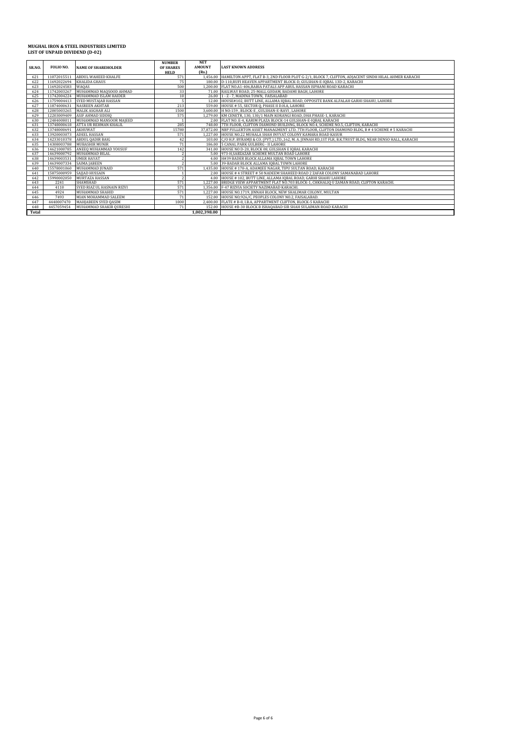**MUGHAL IRON & STEEL INDUSTRIES LIMITED**
**LIST OF UNPAID DIVIDEND (D-02)**

| SR.NO. | FOLIO NO. | NAME OF SHAREHOLDER | NUMBER OF SHARES HELD | NET AMOUNT (Rs.) | LAST KNOWN ADDRESS |
|---|---|---|---|---|---|
| 621 | 11072015511 | ABDUL WAHEED KHALFE | 571 | 1,456.00 | HAMILTON APPT, FLAT B-3, 2ND FLOOR PLOT G-2/1, BLOCK 7, CLIFTON, ADJACENT SINDH HILAL AHMER KARACHI |
| 622 | 11692022694 | KHALIDA GHAUS | 75 | 180.00 | D-110,RUFI HEAVEN APPARTMENT BLOCK-D, GULSHAN-E-IQBAL 13D-2, KARACHI |
| 623 | 11692024583 | WAQAS | 500 | 1,200.00 | FLAT NO.A1-406,RABIA PATALS APP ABUL HASSAN ISPHANI ROAD KARACHI |
| 624 | 11742003267 | MUHAMMAD MAQSOOD AHMAD | 33 | 71.00 | RAILWAY ROAD, 25-MALL GODAM, BADAMI BAGH, LAHORE |
| 625 | 11742004224 | MUHAMMAD ISLAM HAIDER | 10 | 26.00 | 1 - Z - 7, MADINA TOWN, FAISALABAD |
| 626 | 11759004413 | SYED MUSTAJAB HASSAN | 5 | 12.00 | HOUSE#102, BUTT LINE, ALLAMA IQBAL ROAD, OPPOSITE BANK ALFALAH GARHI SHAHU, LAHORE |
| 627 | 11874000631 | NASREEN AKHTAR | 213 | 559.00 | HOUSE # 55, SECTOR Q, PHASE II D.H.A, LAHORE |
| 628 | 12005003265 | MALIK ASGHAR ALI | 1500 | 3,600.00 | H NO:159 , BLOCK-E , GULSHAN-E-RAVI , LAHORE |
| 629 | 12203009409 | ASIF AHMAD SIDDIQ | 575 | 1,279.00 | KM CENETR, 130, 130/1 MAIN KORANGI ROAD, DHA PHASE-1, KARACHI |
| 630 | 12484008011 | MUHAMMAD MANSOOR MAJEED | 1 | 2.00 | FLAT NO. E-4, KARIM PLAZA BLOCK-14 GULSHAN-E-IQBAL KARACHI |
| 631 | 13748000618 | ATTA UR REHMAN KHALIL | 285 | 748.00 | 7TH FLOOR, CLIFTON DIAMOND BUILDING, BLOCK NO.4, SCHEME NO.5, CLIFTON, KARACHI |
| 632 | 13748000691 | AKHUWAT | 15780 | 37,872.00 | NBP FULLERTON ASSET MANAGMENT LTD. 7TH FLOOR, CLIFTON DIAMOND BLDG, B # 4 SCHEME # 5 KARACHI |
| 633 | 13920003073 | ADEEL HASSAN | 571 | 1,227.00 | HOUSE NO.22 MUHALA SHAH INYYAT COLONY KAMARA ROAD KASUR |
| 634 | 14233010378 | ABDUL QADIR BAIG | 42 | 103.00 | C/O H.P. BYRAMJI & CO. (PVT.) LTD.,162, M. A. JINNAH RD,1ST FLR, B.K.TRUST BLDG, NEAR DENSO HALL, KARACHI |
| 635 | 14308003788 | MUBASHIR MUNIR | 71 | 186.00 | 5 CANAL PARK GULBERG - II LAHORE |
| 636 | 14621000785 | ANEEQ MUHAMMAD YOUSUF | 142 | 341.00 | HOUSE NO D-20, BLOCK 08, GULSHAN E IQBAL KARACHI |
| 637 | 14639000792 | MUHAMMAD BILAL | 2 | 5.00 | 973-H,SABZAZAR SCHEME MULTAN ROAD LAHORE |
| 638 | 14639003531 | UMER HAYAT | 2 | 4.00 | H#39 BADER BLOCK ALLAMA IQBAL TOWN LAHORE |
| 639 | 14639007334 | SAIMA JABEEN | 2 | 5.00 | 39-BADAR BLOCK ALLAMA IQBAL TOWN LAHORE |
| 640 | 15578001060 | MUHAMMAD JUNAID | 571 | 1,435.00 | HOUSE # 178-A, ADAMJEE NAGAR, TIPU SULTAN ROAD, KARACHI |
| 641 | 15875000959 | SAJJAD HUSSAIN | 1 | 2.00 | HOUSE # 4 STREET # 50 NADEEM SHAHEED ROAD 2 ZAFAR COLONY SAMANABAD LAHORE |
| 642 | 15990002050 | MURTAZA HASSAN | 2 | 4.00 | HOUSE # 102, BUTT LINE, ALLAMA IQBAL ROAD, GARHI SHAHU LAHORE |
| 643 | 2241 | SHAMSHAD | 571 | 1,227.00 | BRIDGE VIEW APPARTMENT FLAT NO.703 BLOCK-1, CHKHALIQ U ZAMAN ROAD, CLIFTON KARACHI. |
| 644 | 4110 | SYED RIAZ UL HASNAIN RIZVI | 571 | 1,356.00 | F-47 RIZVIA SOCIETY NAZIMABAD KARACHI. |
| 645 | 4924 | MUHAMMAD SHAHID | 571 | 1,227.00 | HOUSE NO.1719, JINNAH BLOCK, NEW SHALIMAR COLONY, MULTAN |
| 646 | 7493 | MIAN MOHAMMAD SALEEM | 71 | 152.00 | HOUSE NO;926/C, PEOPLES COLONY NO.2, FAISALABAD. |
| 647 | 4440007470 | MAHJABEEN SYED QASIM | 1000 | 2,400.00 | FLATE # B-8, I.B.A, APPARTMENT CLIFTON, BLOCK-5 KARACHI |
| 648 | 4457059454 | MUHAMMAD SHAKIR QURESHI | 71 | 152.00 | HOUSE #B-30 BLOCK B ISHAQABAD SIR SHAH SULAIMAN ROAD KARACHI |
| **Total** | | | | **1,002,398.00** | |